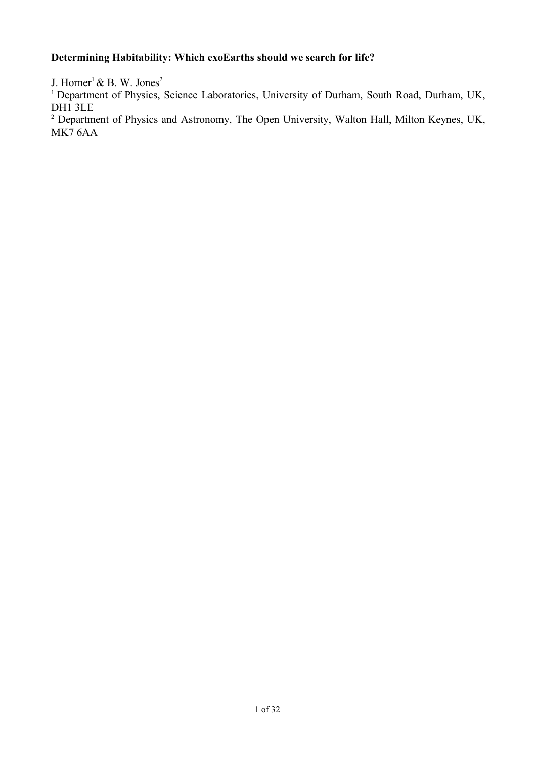**Determining Habitability: Which exoEarths should we search for life?**

J. Horner[1] & B. W. Jones[2]

[1] Department of Physics, Science Laboratories, University of Durham, South Road, Durham, UK, DH1 3LE

[2] Department of Physics and Astronomy, The Open University, Walton Hall, Milton Keynes, UK, MK7 6AA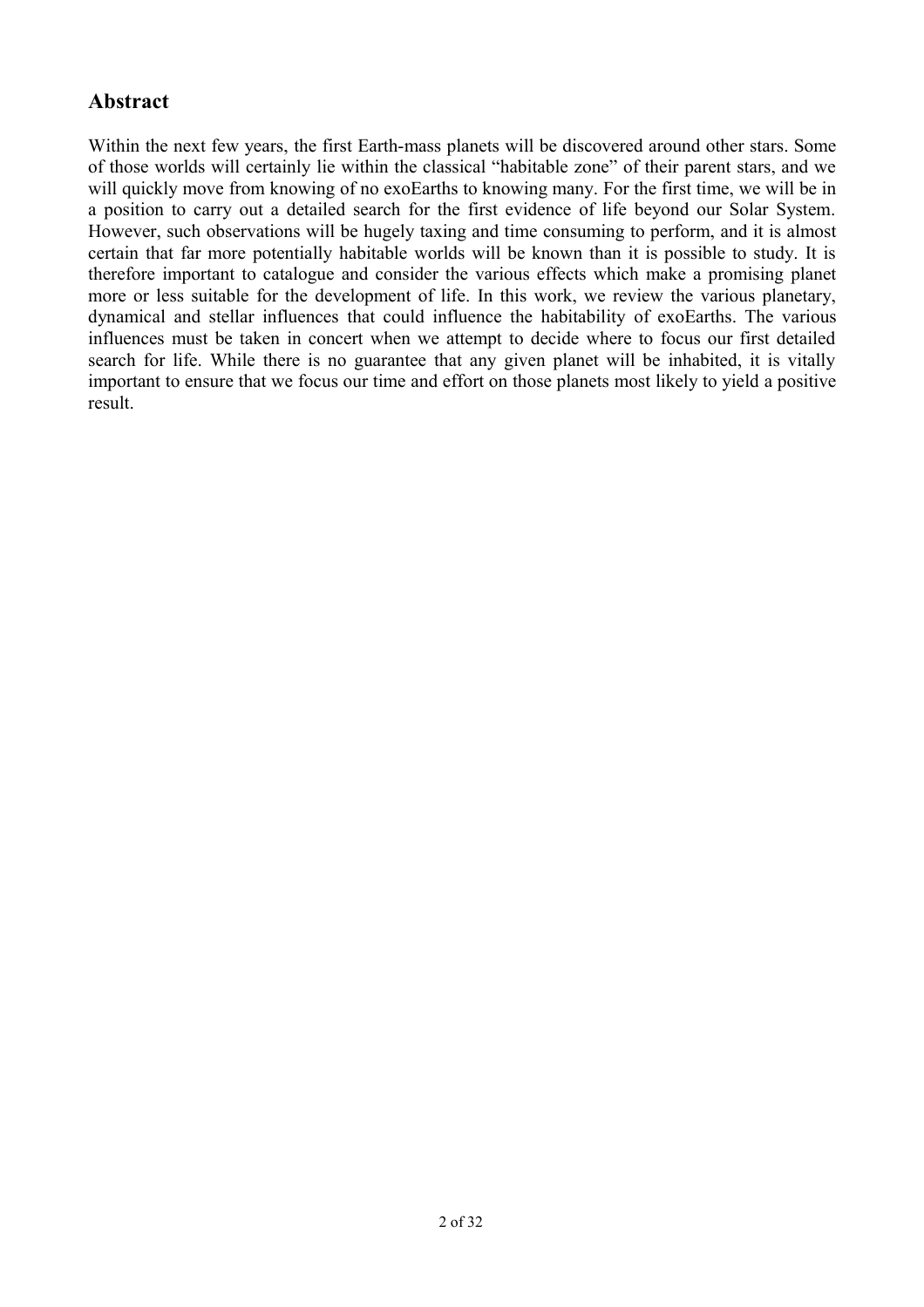## Abstract

Within the next few years, the first Earth-mass planets will be discovered around other stars. Some of those worlds will certainly lie within the classical "habitable zone" of their parent stars, and we will quickly move from knowing of no exoEarths to knowing many. For the first time, we will be in a position to carry out a detailed search for the first evidence of life beyond our Solar System. However, such observations will be hugely taxing and time consuming to perform, and it is almost certain that far more potentially habitable worlds will be known than it is possible to study. It is therefore important to catalogue and consider the various effects which make a promising planet more or less suitable for the development of life. In this work, we review the various planetary, dynamical and stellar influences that could influence the habitability of exoEarths. The various influences must be taken in concert when we attempt to decide where to focus our first detailed search for life. While there is no guarantee that any given planet will be inhabited, it is vitally important to ensure that we focus our time and effort on those planets most likely to yield a positive result.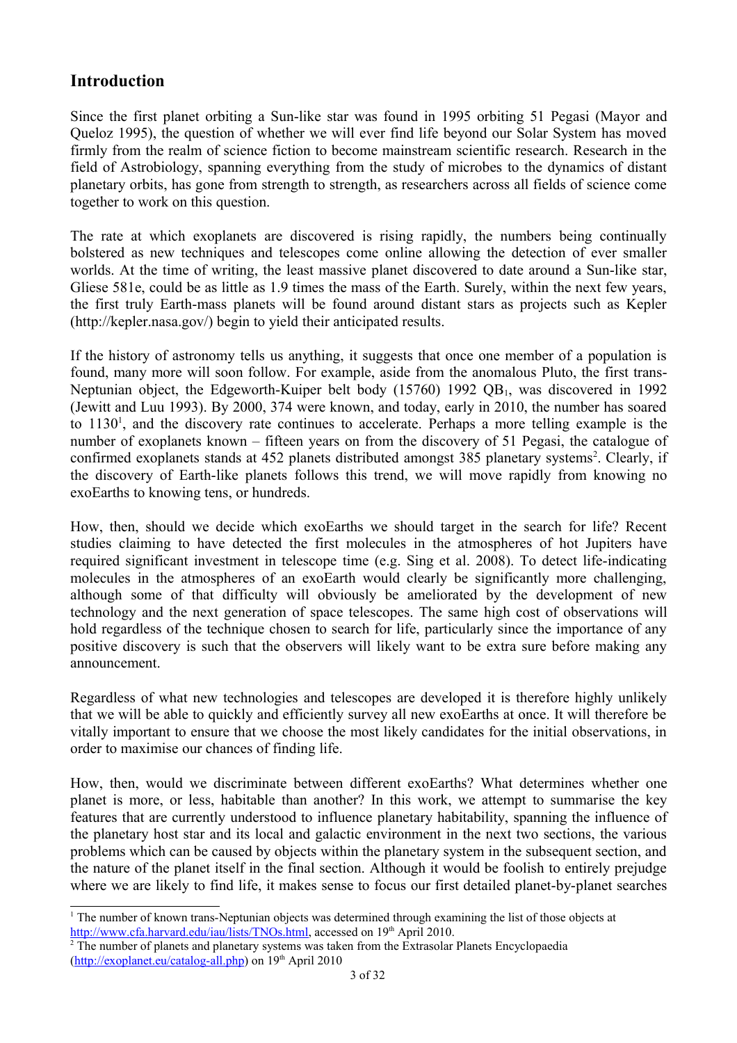## Introduction

Since the first planet orbiting a Sun-like star was found in 1995 orbiting 51 Pegasi (Mayor and Queloz 1995), the question of whether we will ever find life beyond our Solar System has moved firmly from the realm of science fiction to become mainstream scientific research. Research in the field of Astrobiology, spanning everything from the study of microbes to the dynamics of distant planetary orbits, has gone from strength to strength, as researchers across all fields of science come together to work on this question.

The rate at which exoplanets are discovered is rising rapidly, the numbers being continually bolstered as new techniques and telescopes come online allowing the detection of ever smaller worlds. At the time of writing, the least massive planet discovered to date around a Sun-like star, Gliese 581e, could be as little as 1.9 times the mass of the Earth. Surely, within the next few years, the first truly Earth-mass planets will be found around distant stars as projects such as Kepler (http://kepler.nasa.gov/) begin to yield their anticipated results.

If the history of astronomy tells us anything, it suggests that once one member of a population is found, many more will soon follow. For example, aside from the anomalous Pluto, the first trans-Neptunian object, the Edgeworth-Kuiper belt body (15760) 1992 $QB_1$, was discovered in 1992 (Jewitt and Luu 1993). By 2000, 374 were known, and today, early in 2010, the number has soared to 1130[1], and the discovery rate continues to accelerate. Perhaps a more telling example is the number of exoplanets known – fifteen years on from the discovery of 51 Pegasi, the catalogue of confirmed exoplanets stands at 452 planets distributed amongst 385 planetary systems[2]. Clearly, if the discovery of Earth-like planets follows this trend, we will move rapidly from knowing no exoEarths to knowing tens, or hundreds.

How, then, should we decide which exoEarths we should target in the search for life? Recent studies claiming to have detected the first molecules in the atmospheres of hot Jupiters have required significant investment in telescope time (e.g. Sing et al. 2008). To detect life-indicating molecules in the atmospheres of an exoEarth would clearly be significantly more challenging, although some of that difficulty will obviously be ameliorated by the development of new technology and the next generation of space telescopes. The same high cost of observations will hold regardless of the technique chosen to search for life, particularly since the importance of any positive discovery is such that the observers will likely want to be extra sure before making any announcement.

Regardless of what new technologies and telescopes are developed it is therefore highly unlikely that we will be able to quickly and efficiently survey all new exoEarths at once. It will therefore be vitally important to ensure that we choose the most likely candidates for the initial observations, in order to maximise our chances of finding life.

How, then, would we discriminate between different exoEarths? What determines whether one planet is more, or less, habitable than another? In this work, we attempt to summarise the key features that are currently understood to influence planetary habitability, spanning the influence of the planetary host star and its local and galactic environment in the next two sections, the various problems which can be caused by objects within the planetary system in the subsequent section, and the nature of the planet itself in the final section. Although it would be foolish to entirely prejudge where we are likely to find life, it makes sense to focus our first detailed planet-by-planet searches

[1] The number of known trans-Neptunian objects was determined through examining the list of those objects at http://www.cfa.harvard.edu/iau/lists/TNOs.html, accessed on 19th April 2010.

[2] The number of planets and planetary systems was taken from the Extrasolar Planets Encyclopaedia (http://exoplanet.eu/catalog-all.php) on 19th April 2010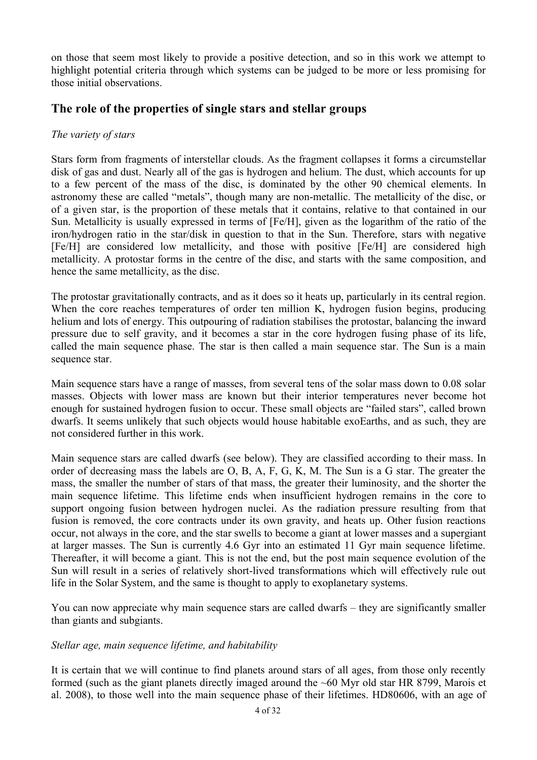on those that seem most likely to provide a positive detection, and so in this work we attempt to highlight potential criteria through which systems can be judged to be more or less promising for those initial observations.

## The role of the properties of single stars and stellar groups

*The variety of stars*

Stars form from fragments of interstellar clouds. As the fragment collapses it forms a circumstellar disk of gas and dust. Nearly all of the gas is hydrogen and helium. The dust, which accounts for up to a few percent of the mass of the disc, is dominated by the other 90 chemical elements. In astronomy these are called "metals", though many are non-metallic. The metallicity of the disc, or of a given star, is the proportion of these metals that it contains, relative to that contained in our Sun. Metallicity is usually expressed in terms of [Fe/H], given as the logarithm of the ratio of the iron/hydrogen ratio in the star/disk in question to that in the Sun. Therefore, stars with negative [Fe/H] are considered low metallicity, and those with positive [Fe/H] are considered high metallicity. A protostar forms in the centre of the disc, and starts with the same composition, and hence the same metallicity, as the disc.

The protostar gravitationally contracts, and as it does so it heats up, particularly in its central region. When the core reaches temperatures of order ten million K, hydrogen fusion begins, producing helium and lots of energy. This outpouring of radiation stabilises the protostar, balancing the inward pressure due to self gravity, and it becomes a star in the core hydrogen fusing phase of its life, called the main sequence phase. The star is then called a main sequence star. The Sun is a main sequence star.

Main sequence stars have a range of masses, from several tens of the solar mass down to 0.08 solar masses. Objects with lower mass are known but their interior temperatures never become hot enough for sustained hydrogen fusion to occur. These small objects are "failed stars", called brown dwarfs. It seems unlikely that such objects would house habitable exoEarths, and as such, they are not considered further in this work.

Main sequence stars are called dwarfs (see below). They are classified according to their mass. In order of decreasing mass the labels are O, B, A, F, G, K, M. The Sun is a G star. The greater the mass, the smaller the number of stars of that mass, the greater their luminosity, and the shorter the main sequence lifetime. This lifetime ends when insufficient hydrogen remains in the core to support ongoing fusion between hydrogen nuclei. As the radiation pressure resulting from that fusion is removed, the core contracts under its own gravity, and heats up. Other fusion reactions occur, not always in the core, and the star swells to become a giant at lower masses and a supergiant at larger masses. The Sun is currently 4.6 Gyr into an estimated 11 Gyr main sequence lifetime. Thereafter, it will become a giant. This is not the end, but the post main sequence evolution of the Sun will result in a series of relatively short-lived transformations which will effectively rule out life in the Solar System, and the same is thought to apply to exoplanetary systems.

You can now appreciate why main sequence stars are called dwarfs – they are significantly smaller than giants and subgiants.

*Stellar age, main sequence lifetime, and habitability*

It is certain that we will continue to find planets around stars of all ages, from those only recently formed (such as the giant planets directly imaged around the ~60 Myr old star HR 8799, Marois et al. 2008), to those well into the main sequence phase of their lifetimes. HD80606, with an age of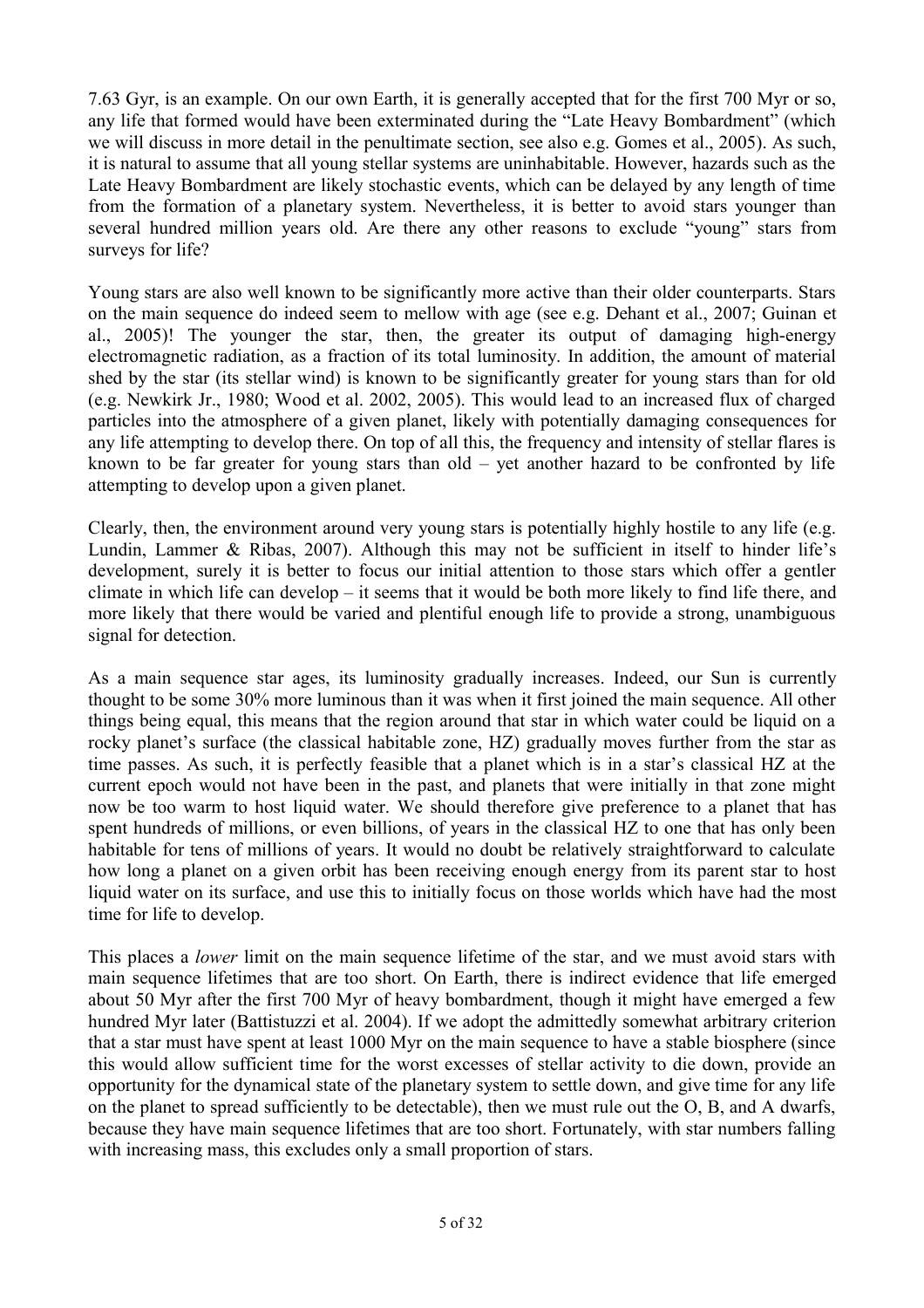7.63 Gyr, is an example. On our own Earth, it is generally accepted that for the first 700 Myr or so, any life that formed would have been exterminated during the "Late Heavy Bombardment" (which we will discuss in more detail in the penultimate section, see also e.g. Gomes et al., 2005). As such, it is natural to assume that all young stellar systems are uninhabitable. However, hazards such as the Late Heavy Bombardment are likely stochastic events, which can be delayed by any length of time from the formation of a planetary system. Nevertheless, it is better to avoid stars younger than several hundred million years old. Are there any other reasons to exclude "young" stars from surveys for life?

Young stars are also well known to be significantly more active than their older counterparts. Stars on the main sequence do indeed seem to mellow with age (see e.g. Dehant et al., 2007; Guinan et al., 2005)! The younger the star, then, the greater its output of damaging high-energy electromagnetic radiation, as a fraction of its total luminosity. In addition, the amount of material shed by the star (its stellar wind) is known to be significantly greater for young stars than for old (e.g. Newkirk Jr., 1980; Wood et al. 2002, 2005). This would lead to an increased flux of charged particles into the atmosphere of a given planet, likely with potentially damaging consequences for any life attempting to develop there. On top of all this, the frequency and intensity of stellar flares is known to be far greater for young stars than old – yet another hazard to be confronted by life attempting to develop upon a given planet.

Clearly, then, the environment around very young stars is potentially highly hostile to any life (e.g. Lundin, Lammer & Ribas, 2007). Although this may not be sufficient in itself to hinder life's development, surely it is better to focus our initial attention to those stars which offer a gentler climate in which life can develop – it seems that it would be both more likely to find life there, and more likely that there would be varied and plentiful enough life to provide a strong, unambiguous signal for detection.

As a main sequence star ages, its luminosity gradually increases. Indeed, our Sun is currently thought to be some 30% more luminous than it was when it first joined the main sequence. All other things being equal, this means that the region around that star in which water could be liquid on a rocky planet's surface (the classical habitable zone, HZ) gradually moves further from the star as time passes. As such, it is perfectly feasible that a planet which is in a star's classical HZ at the current epoch would not have been in the past, and planets that were initially in that zone might now be too warm to host liquid water. We should therefore give preference to a planet that has spent hundreds of millions, or even billions, of years in the classical HZ to one that has only been habitable for tens of millions of years. It would no doubt be relatively straightforward to calculate how long a planet on a given orbit has been receiving enough energy from its parent star to host liquid water on its surface, and use this to initially focus on those worlds which have had the most time for life to develop.

This places a *lower* limit on the main sequence lifetime of the star, and we must avoid stars with main sequence lifetimes that are too short. On Earth, there is indirect evidence that life emerged about 50 Myr after the first 700 Myr of heavy bombardment, though it might have emerged a few hundred Myr later (Battistuzzi et al. 2004). If we adopt the admittedly somewhat arbitrary criterion that a star must have spent at least 1000 Myr on the main sequence to have a stable biosphere (since this would allow sufficient time for the worst excesses of stellar activity to die down, provide an opportunity for the dynamical state of the planetary system to settle down, and give time for any life on the planet to spread sufficiently to be detectable), then we must rule out the O, B, and A dwarfs, because they have main sequence lifetimes that are too short. Fortunately, with star numbers falling with increasing mass, this excludes only a small proportion of stars.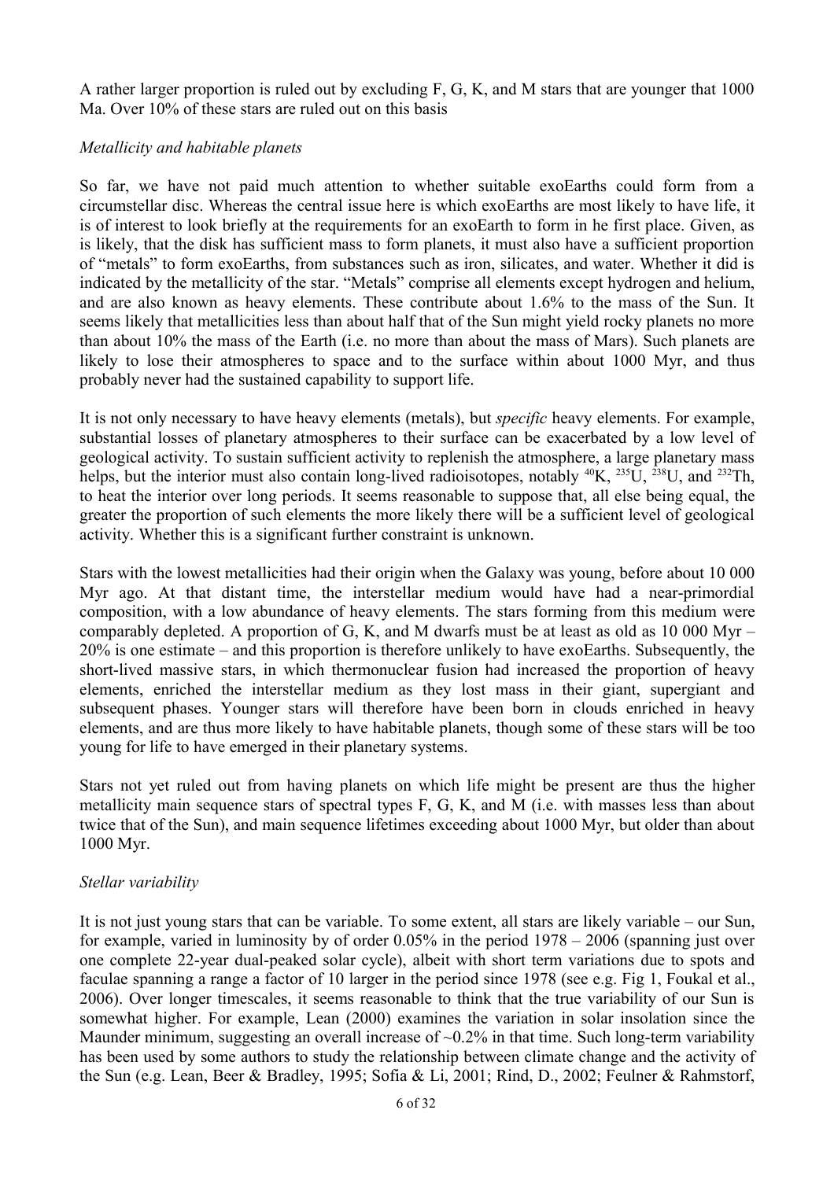A rather larger proportion is ruled out by excluding F, G, K, and M stars that are younger that 1000 Ma. Over 10% of these stars are ruled out on this basis

*Metallicity and habitable planets*

So far, we have not paid much attention to whether suitable exoEarths could form from a circumstellar disc. Whereas the central issue here is which exoEarths are most likely to have life, it is of interest to look briefly at the requirements for an exoEarth to form in he first place. Given, as is likely, that the disk has sufficient mass to form planets, it must also have a sufficient proportion of "metals" to form exoEarths, from substances such as iron, silicates, and water. Whether it did is indicated by the metallicity of the star. "Metals" comprise all elements except hydrogen and helium, and are also known as heavy elements. These contribute about 1.6% to the mass of the Sun. It seems likely that metallicities less than about half that of the Sun might yield rocky planets no more than about 10% the mass of the Earth (i.e. no more than about the mass of Mars). Such planets are likely to lose their atmospheres to space and to the surface within about 1000 Myr, and thus probably never had the sustained capability to support life.

It is not only necessary to have heavy elements (metals), but *specific* heavy elements. For example, substantial losses of planetary atmospheres to their surface can be exacerbated by a low level of geological activity. To sustain sufficient activity to replenish the atmosphere, a large planetary mass helps, but the interior must also contain long-lived radioisotopes, notably $^{40}K$, $^{235}U$, $^{238}U$, and $^{232}Th$, to heat the interior over long periods. It seems reasonable to suppose that, all else being equal, the greater the proportion of such elements the more likely there will be a sufficient level of geological activity. Whether this is a significant further constraint is unknown.

Stars with the lowest metallicities had their origin when the Galaxy was young, before about 10 000 Myr ago. At that distant time, the interstellar medium would have had a near-primordial composition, with a low abundance of heavy elements. The stars forming from this medium were comparably depleted. A proportion of G, K, and M dwarfs must be at least as old as 10 000 Myr – 20% is one estimate – and this proportion is therefore unlikely to have exoEarths. Subsequently, the short-lived massive stars, in which thermonuclear fusion had increased the proportion of heavy elements, enriched the interstellar medium as they lost mass in their giant, supergiant and subsequent phases. Younger stars will therefore have been born in clouds enriched in heavy elements, and are thus more likely to have habitable planets, though some of these stars will be too young for life to have emerged in their planetary systems.

Stars not yet ruled out from having planets on which life might be present are thus the higher metallicity main sequence stars of spectral types F, G, K, and M (i.e. with masses less than about twice that of the Sun), and main sequence lifetimes exceeding about 1000 Myr, but older than about 1000 Myr.

*Stellar variability*

It is not just young stars that can be variable. To some extent, all stars are likely variable – our Sun, for example, varied in luminosity by of order 0.05% in the period 1978 – 2006 (spanning just over one complete 22-year dual-peaked solar cycle), albeit with short term variations due to spots and faculae spanning a range a factor of 10 larger in the period since 1978 (see e.g. Fig 1, Foukal et al., 2006). Over longer timescales, it seems reasonable to think that the true variability of our Sun is somewhat higher. For example, Lean (2000) examines the variation in solar insolation since the Maunder minimum, suggesting an overall increase of ~0.2% in that time. Such long-term variability has been used by some authors to study the relationship between climate change and the activity of the Sun (e.g. Lean, Beer & Bradley, 1995; Sofia & Li, 2001; Rind, D., 2002; Feulner & Rahmstorf,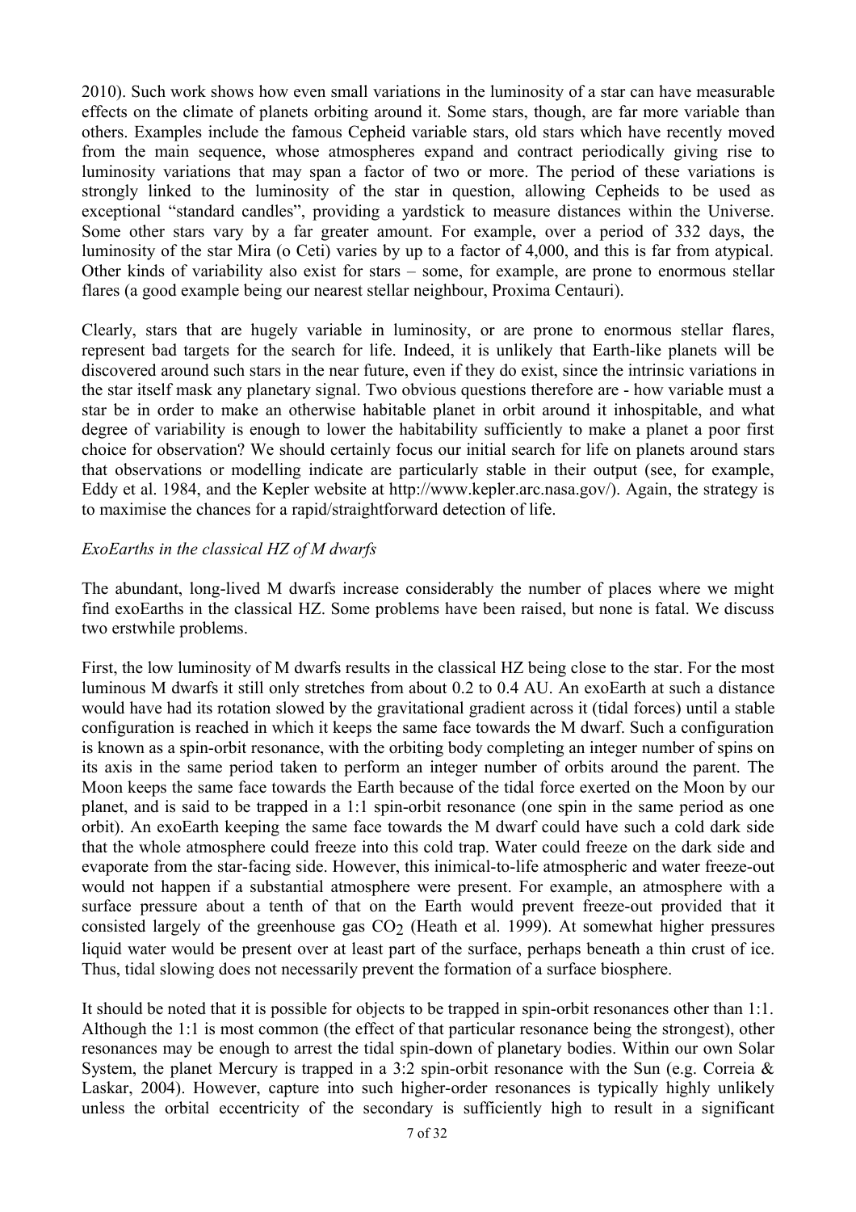2010). Such work shows how even small variations in the luminosity of a star can have measurable effects on the climate of planets orbiting around it. Some stars, though, are far more variable than others. Examples include the famous Cepheid variable stars, old stars which have recently moved from the main sequence, whose atmospheres expand and contract periodically giving rise to luminosity variations that may span a factor of two or more. The period of these variations is strongly linked to the luminosity of the star in question, allowing Cepheids to be used as exceptional "standard candles", providing a yardstick to measure distances within the Universe. Some other stars vary by a far greater amount. For example, over a period of 332 days, the luminosity of the star Mira (o Ceti) varies by up to a factor of 4,000, and this is far from atypical. Other kinds of variability also exist for stars – some, for example, are prone to enormous stellar flares (a good example being our nearest stellar neighbour, Proxima Centauri).

Clearly, stars that are hugely variable in luminosity, or are prone to enormous stellar flares, represent bad targets for the search for life. Indeed, it is unlikely that Earth-like planets will be discovered around such stars in the near future, even if they do exist, since the intrinsic variations in the star itself mask any planetary signal. Two obvious questions therefore are - how variable must a star be in order to make an otherwise habitable planet in orbit around it inhospitable, and what degree of variability is enough to lower the habitability sufficiently to make a planet a poor first choice for observation? We should certainly focus our initial search for life on planets around stars that observations or modelling indicate are particularly stable in their output (see, for example, Eddy et al. 1984, and the Kepler website at http://www.kepler.arc.nasa.gov/). Again, the strategy is to maximise the chances for a rapid/straightforward detection of life.

*ExoEarths in the classical HZ of M dwarfs*

The abundant, long-lived M dwarfs increase considerably the number of places where we might find exoEarths in the classical HZ. Some problems have been raised, but none is fatal. We discuss two erstwhile problems.

First, the low luminosity of M dwarfs results in the classical HZ being close to the star. For the most luminous M dwarfs it still only stretches from about 0.2 to 0.4 AU. An exoEarth at such a distance would have had its rotation slowed by the gravitational gradient across it (tidal forces) until a stable configuration is reached in which it keeps the same face towards the M dwarf. Such a configuration is known as a spin-orbit resonance, with the orbiting body completing an integer number of spins on its axis in the same period taken to perform an integer number of orbits around the parent. The Moon keeps the same face towards the Earth because of the tidal force exerted on the Moon by our planet, and is said to be trapped in a 1:1 spin-orbit resonance (one spin in the same period as one orbit). An exoEarth keeping the same face towards the M dwarf could have such a cold dark side that the whole atmosphere could freeze into this cold trap. Water could freeze on the dark side and evaporate from the star-facing side. However, this inimical-to-life atmospheric and water freeze-out would not happen if a substantial atmosphere were present. For example, an atmosphere with a surface pressure about a tenth of that on the Earth would prevent freeze-out provided that it consisted largely of the greenhouse gas $CO_2$ (Heath et al. 1999). At somewhat higher pressures liquid water would be present over at least part of the surface, perhaps beneath a thin crust of ice. Thus, tidal slowing does not necessarily prevent the formation of a surface biosphere.

It should be noted that it is possible for objects to be trapped in spin-orbit resonances other than 1:1. Although the 1:1 is most common (the effect of that particular resonance being the strongest), other resonances may be enough to arrest the tidal spin-down of planetary bodies. Within our own Solar System, the planet Mercury is trapped in a 3:2 spin-orbit resonance with the Sun (e.g. Correia & Laskar, 2004). However, capture into such higher-order resonances is typically highly unlikely unless the orbital eccentricity of the secondary is sufficiently high to result in a significant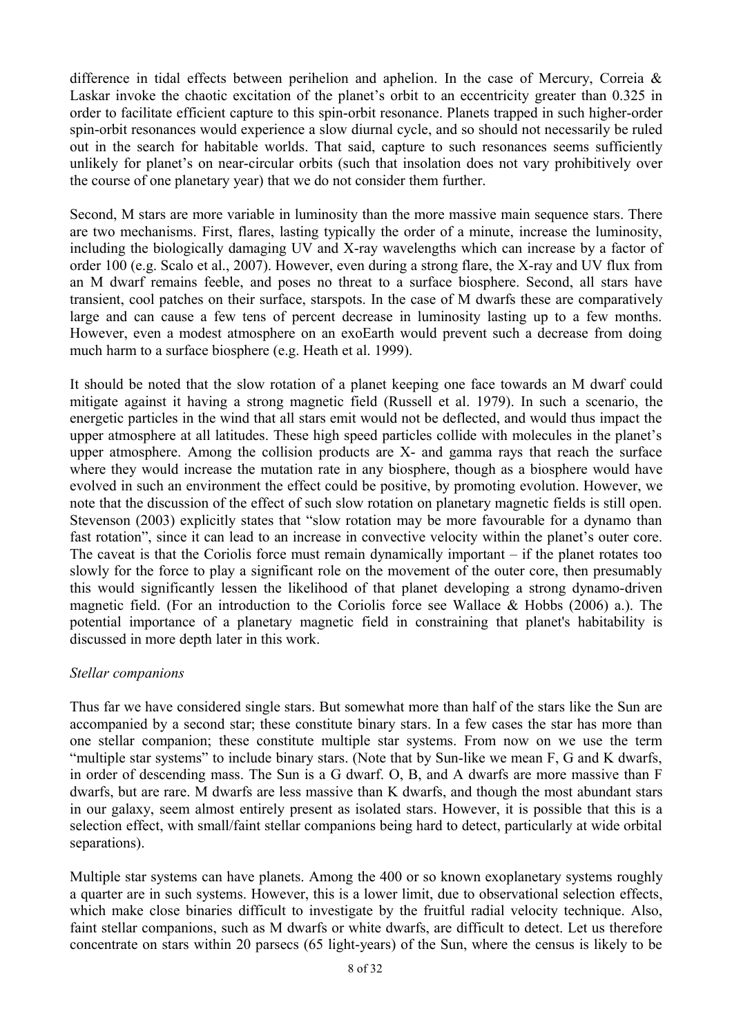difference in tidal effects between perihelion and aphelion. In the case of Mercury, Correia & Laskar invoke the chaotic excitation of the planet's orbit to an eccentricity greater than 0.325 in order to facilitate efficient capture to this spin-orbit resonance. Planets trapped in such higher-order spin-orbit resonances would experience a slow diurnal cycle, and so should not necessarily be ruled out in the search for habitable worlds. That said, capture to such resonances seems sufficiently unlikely for planet's on near-circular orbits (such that insolation does not vary prohibitively over the course of one planetary year) that we do not consider them further.

Second, M stars are more variable in luminosity than the more massive main sequence stars. There are two mechanisms. First, flares, lasting typically the order of a minute, increase the luminosity, including the biologically damaging UV and X-ray wavelengths which can increase by a factor of order 100 (e.g. Scalo et al., 2007). However, even during a strong flare, the X-ray and UV flux from an M dwarf remains feeble, and poses no threat to a surface biosphere. Second, all stars have transient, cool patches on their surface, starspots. In the case of M dwarfs these are comparatively large and can cause a few tens of percent decrease in luminosity lasting up to a few months. However, even a modest atmosphere on an exoEarth would prevent such a decrease from doing much harm to a surface biosphere (e.g. Heath et al. 1999).

It should be noted that the slow rotation of a planet keeping one face towards an M dwarf could mitigate against it having a strong magnetic field (Russell et al. 1979). In such a scenario, the energetic particles in the wind that all stars emit would not be deflected, and would thus impact the upper atmosphere at all latitudes. These high speed particles collide with molecules in the planet's upper atmosphere. Among the collision products are X- and gamma rays that reach the surface where they would increase the mutation rate in any biosphere, though as a biosphere would have evolved in such an environment the effect could be positive, by promoting evolution. However, we note that the discussion of the effect of such slow rotation on planetary magnetic fields is still open. Stevenson (2003) explicitly states that "slow rotation may be more favourable for a dynamo than fast rotation", since it can lead to an increase in convective velocity within the planet's outer core. The caveat is that the Coriolis force must remain dynamically important – if the planet rotates too slowly for the force to play a significant role on the movement of the outer core, then presumably this would significantly lessen the likelihood of that planet developing a strong dynamo-driven magnetic field. (For an introduction to the Coriolis force see Wallace & Hobbs (2006) a.). The potential importance of a planetary magnetic field in constraining that planet's habitability is discussed in more depth later in this work.

*Stellar companions*

Thus far we have considered single stars. But somewhat more than half of the stars like the Sun are accompanied by a second star; these constitute binary stars. In a few cases the star has more than one stellar companion; these constitute multiple star systems. From now on we use the term "multiple star systems" to include binary stars. (Note that by Sun-like we mean F, G and K dwarfs, in order of descending mass. The Sun is a G dwarf. O, B, and A dwarfs are more massive than F dwarfs, but are rare. M dwarfs are less massive than K dwarfs, and though the most abundant stars in our galaxy, seem almost entirely present as isolated stars. However, it is possible that this is a selection effect, with small/faint stellar companions being hard to detect, particularly at wide orbital separations).

Multiple star systems can have planets. Among the 400 or so known exoplanetary systems roughly a quarter are in such systems. However, this is a lower limit, due to observational selection effects, which make close binaries difficult to investigate by the fruitful radial velocity technique. Also, faint stellar companions, such as M dwarfs or white dwarfs, are difficult to detect. Let us therefore concentrate on stars within 20 parsecs (65 light-years) of the Sun, where the census is likely to be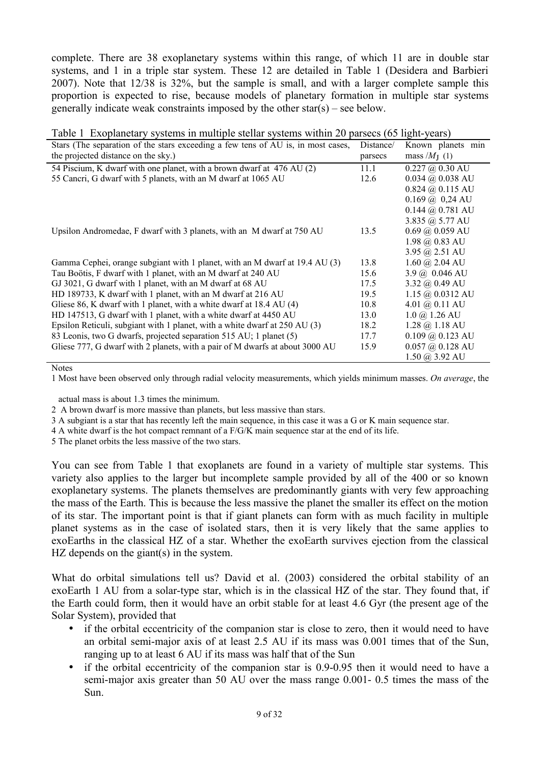complete. There are 38 exoplanetary systems within this range, of which 11 are in double star systems, and 1 in a triple star system. These 12 are detailed in Table 1 (Desidera and Barbieri 2007). Note that 12/38 is 32%, but the sample is small, and with a larger complete sample this proportion is expected to rise, because models of planetary formation in multiple star systems generally indicate weak constraints imposed by the other star(s) – see below.

Table 1 Exoplanetary systems in multiple stellar systems within 20 parsecs (65 light-years)

| Stars (The separation of the stars exceeding a few tens of AU is, in most cases, the projected distance on the sky.) | Distance/ parsecs | Known planets min mass /$M_J$ (1) |
|---|---|---|
| 54 Piscium, K dwarf with one planet, with a brown dwarf at 476 AU (2) | 11.1 | 0.227 @ 0.30 AU |
| 55 Cancri, G dwarf with 5 planets, with an M dwarf at 1065 AU | 12.6 | 0.034 @ 0.038 AU |
| | | 0.824 @ 0.115 AU |
| | | 0.169 @ 0,24 AU |
| | | 0.144 @ 0.781 AU |
| | | 3.835 @ 5.77 AU |
| Upsilon Andromedae, F dwarf with 3 planets, with an M dwarf at 750 AU | 13.5 | 0.69 @ 0.059 AU |
| | | 1.98 @ 0.83 AU |
| | | 3.95 @ 2.51 AU |
| Gamma Cephei, orange subgiant with 1 planet, with an M dwarf at 19.4 AU (3) | 13.8 | 1.60 @ 2.04 AU |
| Tau Boötis, F dwarf with 1 planet, with an M dwarf at 240 AU | 15.6 | 3.9 @ 0.046 AU |
| GJ 3021, G dwarf with 1 planet, with an M dwarf at 68 AU | 17.5 | 3.32 @ 0.49 AU |
| HD 189733, K dwarf with 1 planet, with an M dwarf at 216 AU | 19.5 | 1.15 @ 0.0312 AU |
| Gliese 86, K dwarf with 1 planet, with a white dwarf at 18.4 AU (4) | 10.8 | 4.01 @ 0.11 AU |
| HD 147513, G dwarf with 1 planet, with a white dwarf at 4450 AU | 13.0 | 1.0 @ 1.26 AU |
| Epsilon Reticuli, subgiant with 1 planet, with a white dwarf at 250 AU (3) | 18.2 | 1.28 @ 1.18 AU |
| 83 Leonis, two G dwarfs, projected separation 515 AU; 1 planet (5) | 17.7 | 0.109 @ 0.123 AU |
| Gliese 777, G dwarf with 2 planets, with a pair of M dwarfs at about 3000 AU | 15.9 | 0.057 @ 0.128 AU |
| | | 1.50 @ 3.92 AU |

Notes

1 Most have been observed only through radial velocity measurements, which yields minimum masses. *On average*, the actual mass is about 1.3 times the minimum.

2 A brown dwarf is more massive than planets, but less massive than stars.

3 A subgiant is a star that has recently left the main sequence, in this case it was a G or K main sequence star.

4 A white dwarf is the hot compact remnant of a F/G/K main sequence star at the end of its life.

5 The planet orbits the less massive of the two stars.

You can see from Table 1 that exoplanets are found in a variety of multiple star systems. This variety also applies to the larger but incomplete sample provided by all of the 400 or so known exoplanetary systems. The planets themselves are predominantly giants with very few approaching the mass of the Earth. This is because the less massive the planet the smaller its effect on the motion of its star. The important point is that if giant planets can form with as much facility in multiple planet systems as in the case of isolated stars, then it is very likely that the same applies to exoEarths in the classical HZ of a star. Whether the exoEarth survives ejection from the classical HZ depends on the giant(s) in the system.

What do orbital simulations tell us? David et al. (2003) considered the orbital stability of an exoEarth 1 AU from a solar-type star, which is in the classical HZ of the star. They found that, if the Earth could form, then it would have an orbit stable for at least 4.6 Gyr (the present age of the Solar System), provided that

- if the orbital eccentricity of the companion star is close to zero, then it would need to have an orbital semi-major axis of at least 2.5 AU if its mass was 0.001 times that of the Sun, ranging up to at least 6 AU if its mass was half that of the Sun
- if the orbital eccentricity of the companion star is 0.9-0.95 then it would need to have a semi-major axis greater than 50 AU over the mass range 0.001- 0.5 times the mass of the Sun.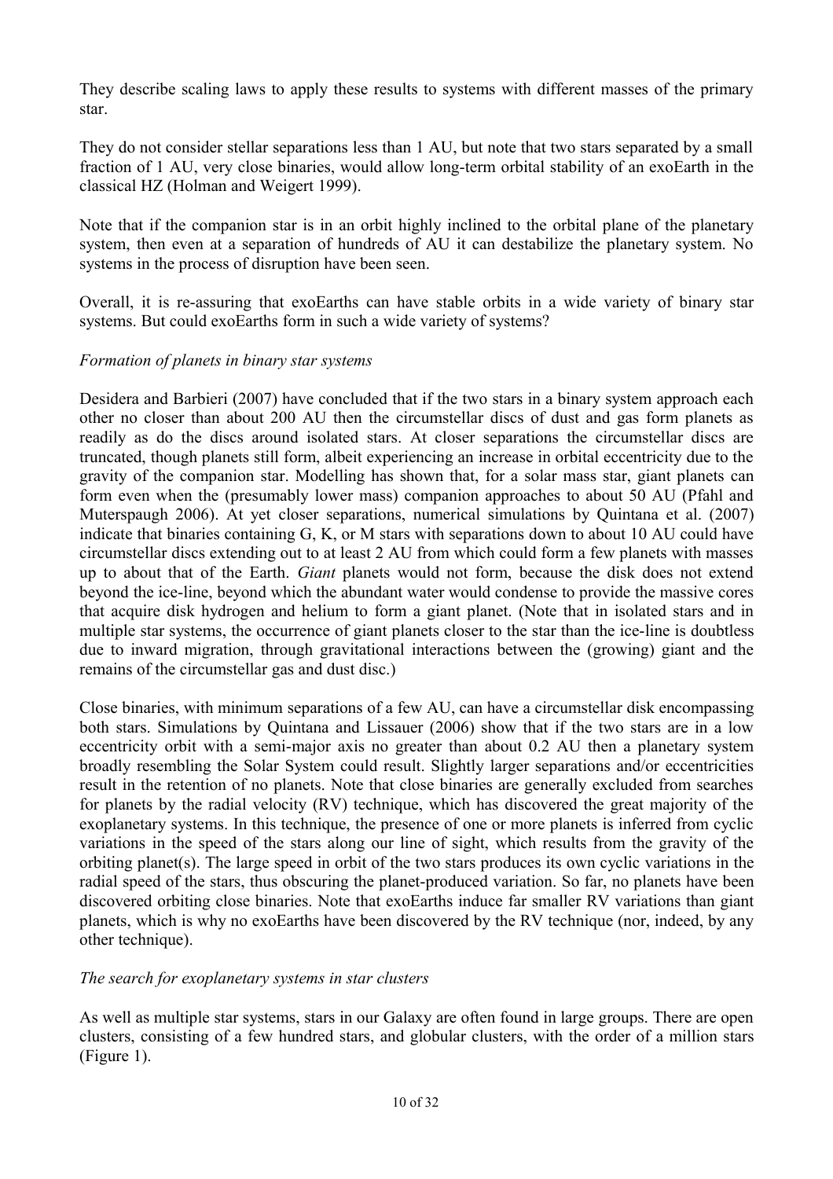They describe scaling laws to apply these results to systems with different masses of the primary star.

They do not consider stellar separations less than 1 AU, but note that two stars separated by a small fraction of 1 AU, very close binaries, would allow long-term orbital stability of an exoEarth in the classical HZ (Holman and Weigert 1999).

Note that if the companion star is in an orbit highly inclined to the orbital plane of the planetary system, then even at a separation of hundreds of AU it can destabilize the planetary system. No systems in the process of disruption have been seen.

Overall, it is re-assuring that exoEarths can have stable orbits in a wide variety of binary star systems. But could exoEarths form in such a wide variety of systems?

*Formation of planets in binary star systems*

Desidera and Barbieri (2007) have concluded that if the two stars in a binary system approach each other no closer than about 200 AU then the circumstellar discs of dust and gas form planets as readily as do the discs around isolated stars. At closer separations the circumstellar discs are truncated, though planets still form, albeit experiencing an increase in orbital eccentricity due to the gravity of the companion star. Modelling has shown that, for a solar mass star, giant planets can form even when the (presumably lower mass) companion approaches to about 50 AU (Pfahl and Muterspaugh 2006). At yet closer separations, numerical simulations by Quintana et al. (2007) indicate that binaries containing G, K, or M stars with separations down to about 10 AU could have circumstellar discs extending out to at least 2 AU from which could form a few planets with masses up to about that of the Earth. *Giant* planets would not form, because the disk does not extend beyond the ice-line, beyond which the abundant water would condense to provide the massive cores that acquire disk hydrogen and helium to form a giant planet. (Note that in isolated stars and in multiple star systems, the occurrence of giant planets closer to the star than the ice-line is doubtless due to inward migration, through gravitational interactions between the (growing) giant and the remains of the circumstellar gas and dust disc.)

Close binaries, with minimum separations of a few AU, can have a circumstellar disk encompassing both stars. Simulations by Quintana and Lissauer (2006) show that if the two stars are in a low eccentricity orbit with a semi-major axis no greater than about 0.2 AU then a planetary system broadly resembling the Solar System could result. Slightly larger separations and/or eccentricities result in the retention of no planets. Note that close binaries are generally excluded from searches for planets by the radial velocity (RV) technique, which has discovered the great majority of the exoplanetary systems. In this technique, the presence of one or more planets is inferred from cyclic variations in the speed of the stars along our line of sight, which results from the gravity of the orbiting planet(s). The large speed in orbit of the two stars produces its own cyclic variations in the radial speed of the stars, thus obscuring the planet-produced variation. So far, no planets have been discovered orbiting close binaries. Note that exoEarths induce far smaller RV variations than giant planets, which is why no exoEarths have been discovered by the RV technique (nor, indeed, by any other technique).

*The search for exoplanetary systems in star clusters*

As well as multiple star systems, stars in our Galaxy are often found in large groups. There are open clusters, consisting of a few hundred stars, and globular clusters, with the order of a million stars (Figure 1).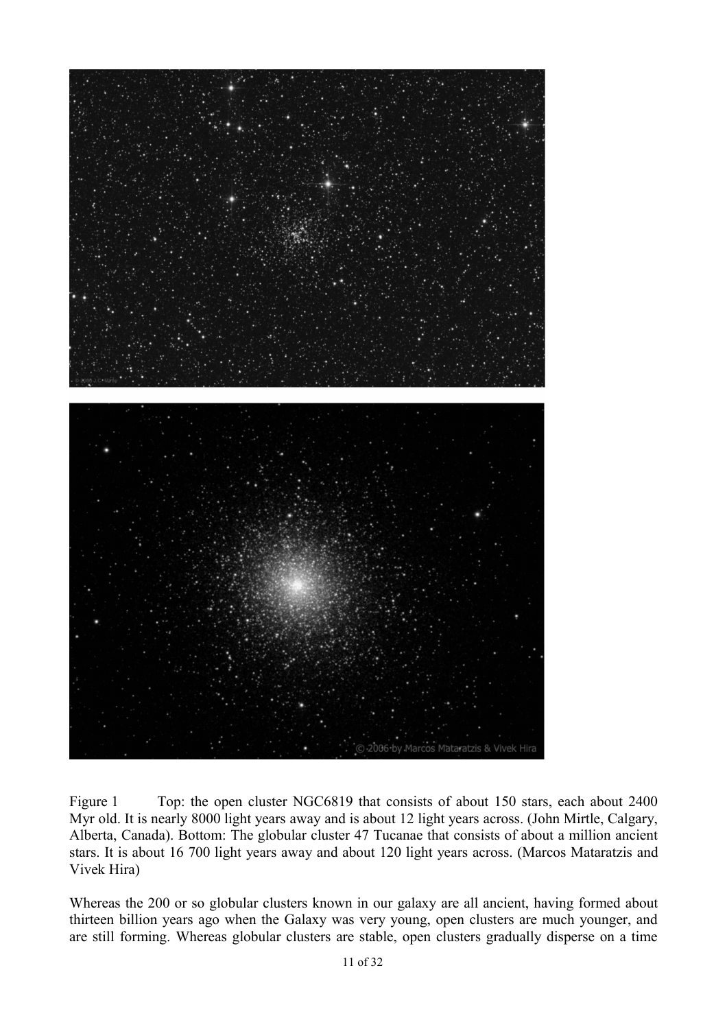Figure 1 Top: the open cluster NGC6819 that consists of about 150 stars, each about 2400 Myr old. It is nearly 8000 light years away and is about 12 light years across. (John Mirtle, Calgary, Alberta, Canada). Bottom: The globular cluster 47 Tucanae that consists of about a million ancient stars. It is about 16 700 light years away and about 120 light years across. (Marcos Mataratzis and Vivek Hira)

Whereas the 200 or so globular clusters known in our galaxy are all ancient, having formed about thirteen billion years ago when the Galaxy was very young, open clusters are much younger, and are still forming. Whereas globular clusters are stable, open clusters gradually disperse on a time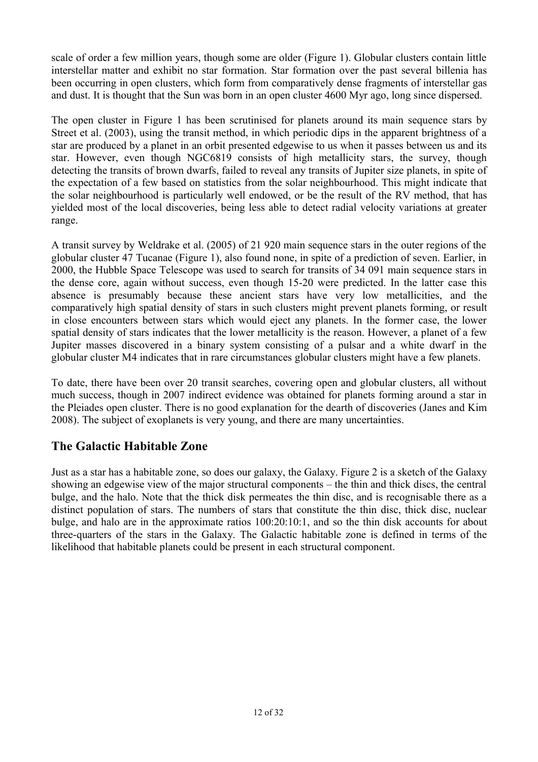scale of order a few million years, though some are older (Figure 1). Globular clusters contain little interstellar matter and exhibit no star formation. Star formation over the past several billenia has been occurring in open clusters, which form from comparatively dense fragments of interstellar gas and dust. It is thought that the Sun was born in an open cluster 4600 Myr ago, long since dispersed.

The open cluster in Figure 1 has been scrutinised for planets around its main sequence stars by Street et al. (2003), using the transit method, in which periodic dips in the apparent brightness of a star are produced by a planet in an orbit presented edgewise to us when it passes between us and its star. However, even though NGC6819 consists of high metallicity stars, the survey, though detecting the transits of brown dwarfs, failed to reveal any transits of Jupiter size planets, in spite of the expectation of a few based on statistics from the solar neighbourhood. This might indicate that the solar neighbourhood is particularly well endowed, or be the result of the RV method, that has yielded most of the local discoveries, being less able to detect radial velocity variations at greater range.

A transit survey by Weldrake et al. (2005) of 21 920 main sequence stars in the outer regions of the globular cluster 47 Tucanae (Figure 1), also found none, in spite of a prediction of seven. Earlier, in 2000, the Hubble Space Telescope was used to search for transits of 34 091 main sequence stars in the dense core, again without success, even though 15-20 were predicted. In the latter case this absence is presumably because these ancient stars have very low metallicities, and the comparatively high spatial density of stars in such clusters might prevent planets forming, or result in close encounters between stars which would eject any planets. In the former case, the lower spatial density of stars indicates that the lower metallicity is the reason. However, a planet of a few Jupiter masses discovered in a binary system consisting of a pulsar and a white dwarf in the globular cluster M4 indicates that in rare circumstances globular clusters might have a few planets.

To date, there have been over 20 transit searches, covering open and globular clusters, all without much success, though in 2007 indirect evidence was obtained for planets forming around a star in the Pleiades open cluster. There is no good explanation for the dearth of discoveries (Janes and Kim 2008). The subject of exoplanets is very young, and there are many uncertainties.

## The Galactic Habitable Zone

Just as a star has a habitable zone, so does our galaxy, the Galaxy. Figure 2 is a sketch of the Galaxy showing an edgewise view of the major structural components – the thin and thick discs, the central bulge, and the halo. Note that the thick disk permeates the thin disc, and is recognisable there as a distinct population of stars. The numbers of stars that constitute the thin disc, thick disc, nuclear bulge, and halo are in the approximate ratios 100:20:10:1, and so the thin disk accounts for about three-quarters of the stars in the Galaxy. The Galactic habitable zone is defined in terms of the likelihood that habitable planets could be present in each structural component.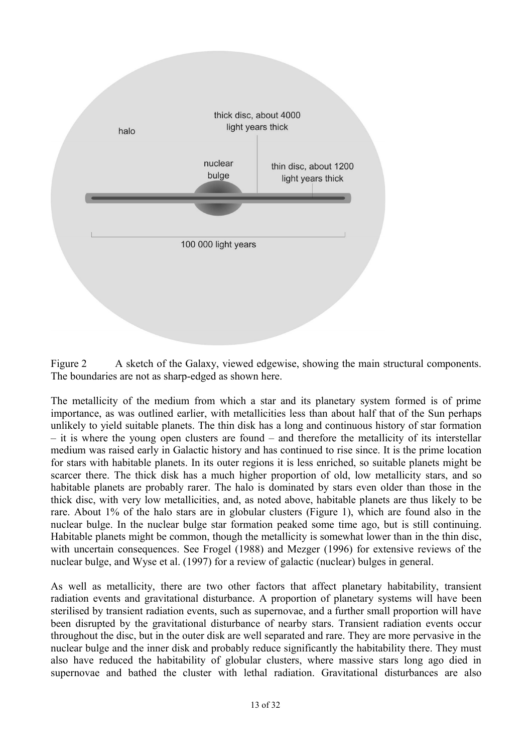halo

thick disc, about 4000 light years thick

nuclear bulge

thin disc, about 1200 light years thick

100 000 light years

Figure 2 A sketch of the Galaxy, viewed edgewise, showing the main structural components. The boundaries are not as sharp-edged as shown here.

The metallicity of the medium from which a star and its planetary system formed is of prime importance, as was outlined earlier, with metallicities less than about half that of the Sun perhaps unlikely to yield suitable planets. The thin disk has a long and continuous history of star formation – it is where the young open clusters are found – and therefore the metallicity of its interstellar medium was raised early in Galactic history and has continued to rise since. It is the prime location for stars with habitable planets. In its outer regions it is less enriched, so suitable planets might be scarcer there. The thick disk has a much higher proportion of old, low metallicity stars, and so habitable planets are probably rarer. The halo is dominated by stars even older than those in the thick disc, with very low metallicities, and, as noted above, habitable planets are thus likely to be rare. About 1% of the halo stars are in globular clusters (Figure 1), which are found also in the nuclear bulge. In the nuclear bulge star formation peaked some time ago, but is still continuing. Habitable planets might be common, though the metallicity is somewhat lower than in the thin disc, with uncertain consequences. See Frogel (1988) and Mezger (1996) for extensive reviews of the nuclear bulge, and Wyse et al. (1997) for a review of galactic (nuclear) bulges in general.

As well as metallicity, there are two other factors that affect planetary habitability, transient radiation events and gravitational disturbance. A proportion of planetary systems will have been sterilised by transient radiation events, such as supernovae, and a further small proportion will have been disrupted by the gravitational disturbance of nearby stars. Transient radiation events occur throughout the disc, but in the outer disk are well separated and rare. They are more pervasive in the nuclear bulge and the inner disk and probably reduce significantly the habitability there. They must also have reduced the habitability of globular clusters, where massive stars long ago died in supernovae and bathed the cluster with lethal radiation. Gravitational disturbances are also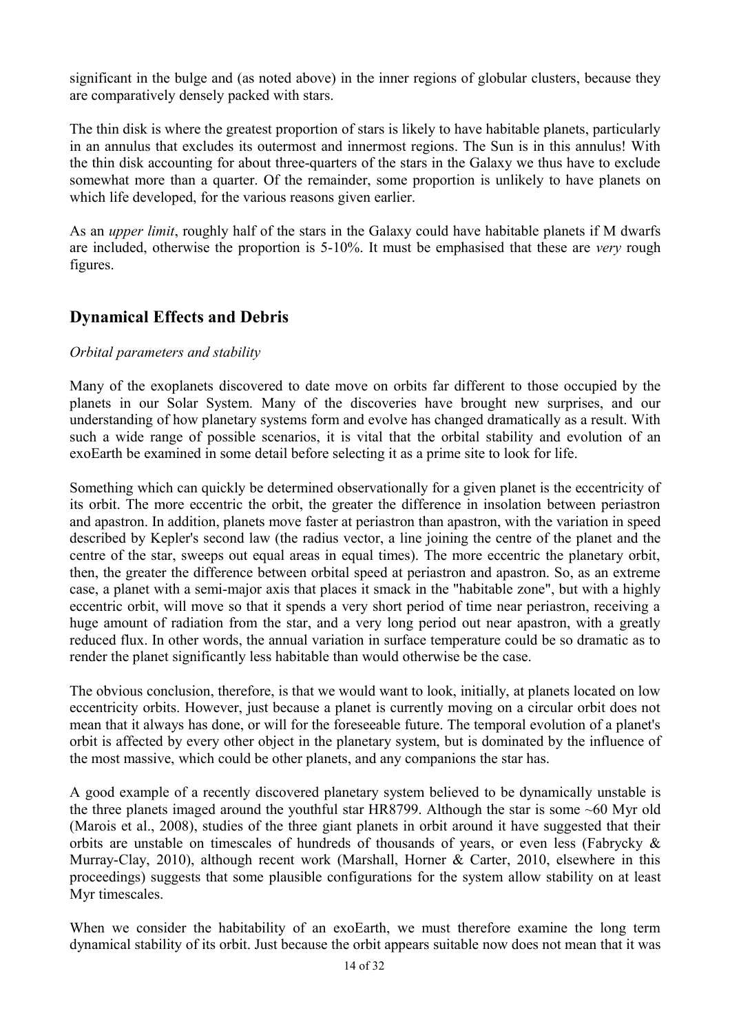significant in the bulge and (as noted above) in the inner regions of globular clusters, because they are comparatively densely packed with stars.

The thin disk is where the greatest proportion of stars is likely to have habitable planets, particularly in an annulus that excludes its outermost and innermost regions. The Sun is in this annulus! With the thin disk accounting for about three-quarters of the stars in the Galaxy we thus have to exclude somewhat more than a quarter. Of the remainder, some proportion is unlikely to have planets on which life developed, for the various reasons given earlier.

As an *upper limit*, roughly half of the stars in the Galaxy could have habitable planets if M dwarfs are included, otherwise the proportion is 5-10%. It must be emphasised that these are *very* rough figures.

## Dynamical Effects and Debris

*Orbital parameters and stability*

Many of the exoplanets discovered to date move on orbits far different to those occupied by the planets in our Solar System. Many of the discoveries have brought new surprises, and our understanding of how planetary systems form and evolve has changed dramatically as a result. With such a wide range of possible scenarios, it is vital that the orbital stability and evolution of an exoEarth be examined in some detail before selecting it as a prime site to look for life.

Something which can quickly be determined observationally for a given planet is the eccentricity of its orbit. The more eccentric the orbit, the greater the difference in insolation between periastron and apastron. In addition, planets move faster at periastron than apastron, with the variation in speed described by Kepler's second law (the radius vector, a line joining the centre of the planet and the centre of the star, sweeps out equal areas in equal times). The more eccentric the planetary orbit, then, the greater the difference between orbital speed at periastron and apastron. So, as an extreme case, a planet with a semi-major axis that places it smack in the "habitable zone", but with a highly eccentric orbit, will move so that it spends a very short period of time near periastron, receiving a huge amount of radiation from the star, and a very long period out near apastron, with a greatly reduced flux. In other words, the annual variation in surface temperature could be so dramatic as to render the planet significantly less habitable than would otherwise be the case.

The obvious conclusion, therefore, is that we would want to look, initially, at planets located on low eccentricity orbits. However, just because a planet is currently moving on a circular orbit does not mean that it always has done, or will for the foreseeable future. The temporal evolution of a planet's orbit is affected by every other object in the planetary system, but is dominated by the influence of the most massive, which could be other planets, and any companions the star has.

A good example of a recently discovered planetary system believed to be dynamically unstable is the three planets imaged around the youthful star HR8799. Although the star is some ~60 Myr old (Marois et al., 2008), studies of the three giant planets in orbit around it have suggested that their orbits are unstable on timescales of hundreds of thousands of years, or even less (Fabrycky & Murray-Clay, 2010), although recent work (Marshall, Horner & Carter, 2010, elsewhere in this proceedings) suggests that some plausible configurations for the system allow stability on at least Myr timescales.

When we consider the habitability of an exoEarth, we must therefore examine the long term dynamical stability of its orbit. Just because the orbit appears suitable now does not mean that it was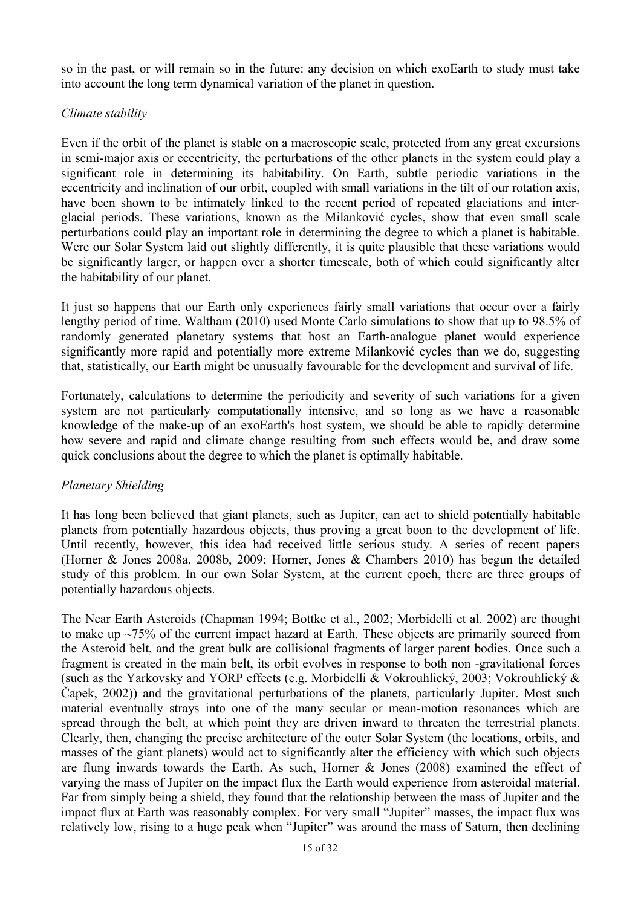so in the past, or will remain so in the future: any decision on which exoEarth to study must take into account the long term dynamical variation of the planet in question.

*Climate stability*

Even if the orbit of the planet is stable on a macroscopic scale, protected from any great excursions in semi-major axis or eccentricity, the perturbations of the other planets in the system could play a significant role in determining its habitability. On Earth, subtle periodic variations in the eccentricity and inclination of our orbit, coupled with small variations in the tilt of our rotation axis, have been shown to be intimately linked to the recent period of repeated glaciations and inter-glacial periods. These variations, known as the Milanković cycles, show that even small scale perturbations could play an important role in determining the degree to which a planet is habitable. Were our Solar System laid out slightly differently, it is quite plausible that these variations would be significantly larger, or happen over a shorter timescale, both of which could significantly alter the habitability of our planet.

It just so happens that our Earth only experiences fairly small variations that occur over a fairly lengthy period of time. Waltham (2010) used Monte Carlo simulations to show that up to 98.5% of randomly generated planetary systems that host an Earth-analogue planet would experience significantly more rapid and potentially more extreme Milanković cycles than we do, suggesting that, statistically, our Earth might be unusually favourable for the development and survival of life.

Fortunately, calculations to determine the periodicity and severity of such variations for a given system are not particularly computationally intensive, and so long as we have a reasonable knowledge of the make-up of an exoEarth's host system, we should be able to rapidly determine how severe and rapid and climate change resulting from such effects would be, and draw some quick conclusions about the degree to which the planet is optimally habitable.

*Planetary Shielding*

It has long been believed that giant planets, such as Jupiter, can act to shield potentially habitable planets from potentially hazardous objects, thus proving a great boon to the development of life. Until recently, however, this idea had received little serious study. A series of recent papers (Horner & Jones 2008a, 2008b, 2009; Horner, Jones & Chambers 2010) has begun the detailed study of this problem. In our own Solar System, at the current epoch, there are three groups of potentially hazardous objects.

The Near Earth Asteroids (Chapman 1994; Bottke et al., 2002; Morbidelli et al. 2002) are thought to make up ~75% of the current impact hazard at Earth. These objects are primarily sourced from the Asteroid belt, and the great bulk are collisional fragments of larger parent bodies. Once such a fragment is created in the main belt, its orbit evolves in response to both non -gravitational forces (such as the Yarkovsky and YORP effects (e.g. Morbidelli & Vokrouhlický, 2003; Vokrouhlický & Čapek, 2002)) and the gravitational perturbations of the planets, particularly Jupiter. Most such material eventually strays into one of the many secular or mean-motion resonances which are spread through the belt, at which point they are driven inward to threaten the terrestrial planets. Clearly, then, changing the precise architecture of the outer Solar System (the locations, orbits, and masses of the giant planets) would act to significantly alter the efficiency with which such objects are flung inwards towards the Earth. As such, Horner & Jones (2008) examined the effect of varying the mass of Jupiter on the impact flux the Earth would experience from asteroidal material. Far from simply being a shield, they found that the relationship between the mass of Jupiter and the impact flux at Earth was reasonably complex. For very small "Jupiter" masses, the impact flux was relatively low, rising to a huge peak when "Jupiter" was around the mass of Saturn, then declining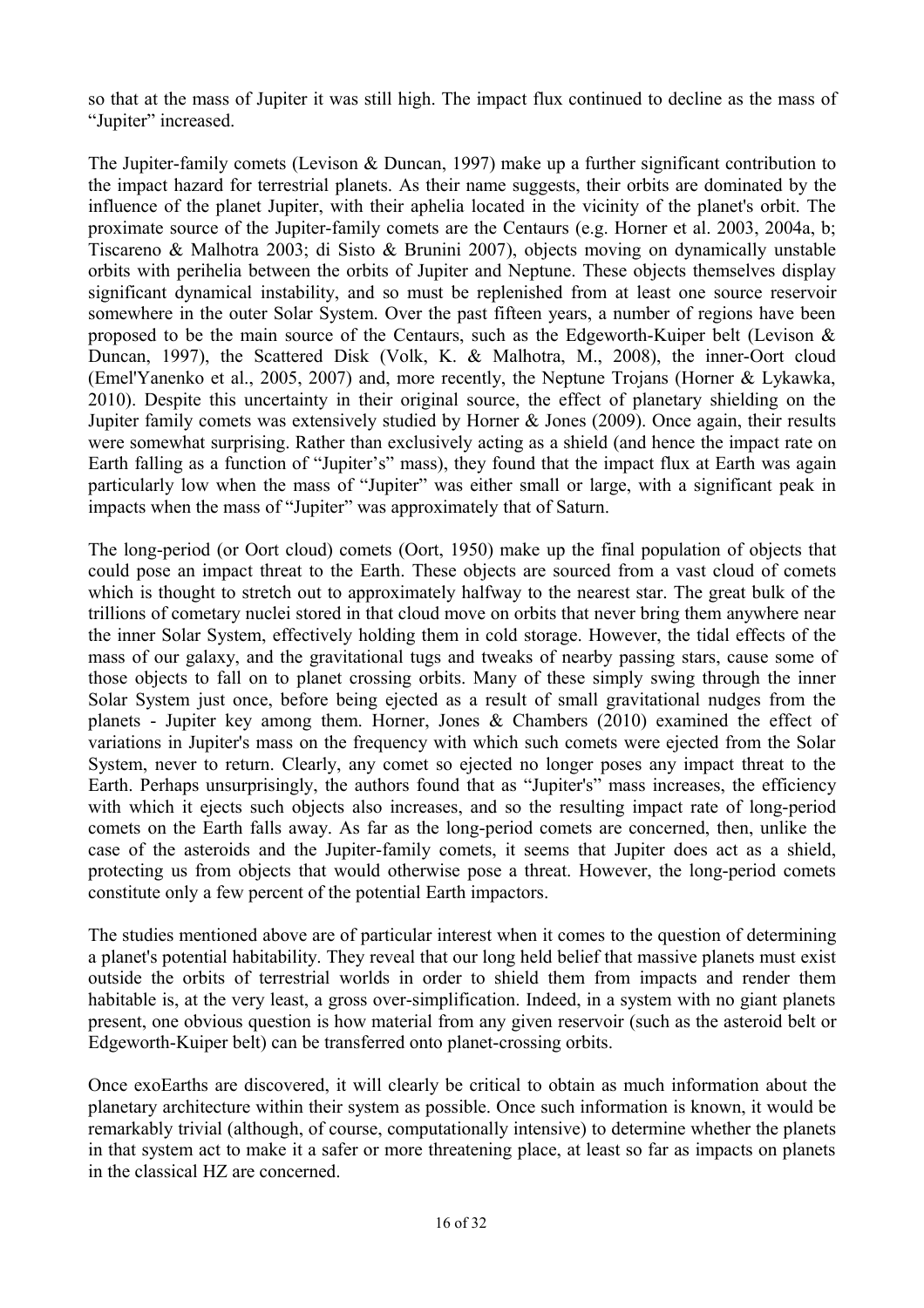so that at the mass of Jupiter it was still high. The impact flux continued to decline as the mass of "Jupiter" increased.

The Jupiter-family comets (Levison & Duncan, 1997) make up a further significant contribution to the impact hazard for terrestrial planets. As their name suggests, their orbits are dominated by the influence of the planet Jupiter, with their aphelia located in the vicinity of the planet's orbit. The proximate source of the Jupiter-family comets are the Centaurs (e.g. Horner et al. 2003, 2004a, b; Tiscareno & Malhotra 2003; di Sisto & Brunini 2007), objects moving on dynamically unstable orbits with perihelia between the orbits of Jupiter and Neptune. These objects themselves display significant dynamical instability, and so must be replenished from at least one source reservoir somewhere in the outer Solar System. Over the past fifteen years, a number of regions have been proposed to be the main source of the Centaurs, such as the Edgeworth-Kuiper belt (Levison & Duncan, 1997), the Scattered Disk (Volk, K. & Malhotra, M., 2008), the inner-Oort cloud (Emel'Yanenko et al., 2005, 2007) and, more recently, the Neptune Trojans (Horner & Lykawka, 2010). Despite this uncertainty in their original source, the effect of planetary shielding on the Jupiter family comets was extensively studied by Horner & Jones (2009). Once again, their results were somewhat surprising. Rather than exclusively acting as a shield (and hence the impact rate on Earth falling as a function of "Jupiter's" mass), they found that the impact flux at Earth was again particularly low when the mass of "Jupiter" was either small or large, with a significant peak in impacts when the mass of "Jupiter" was approximately that of Saturn.

The long-period (or Oort cloud) comets (Oort, 1950) make up the final population of objects that could pose an impact threat to the Earth. These objects are sourced from a vast cloud of comets which is thought to stretch out to approximately halfway to the nearest star. The great bulk of the trillions of cometary nuclei stored in that cloud move on orbits that never bring them anywhere near the inner Solar System, effectively holding them in cold storage. However, the tidal effects of the mass of our galaxy, and the gravitational tugs and tweaks of nearby passing stars, cause some of those objects to fall on to planet crossing orbits. Many of these simply swing through the inner Solar System just once, before being ejected as a result of small gravitational nudges from the planets - Jupiter key among them. Horner, Jones & Chambers (2010) examined the effect of variations in Jupiter's mass on the frequency with which such comets were ejected from the Solar System, never to return. Clearly, any comet so ejected no longer poses any impact threat to the Earth. Perhaps unsurprisingly, the authors found that as "Jupiter's" mass increases, the efficiency with which it ejects such objects also increases, and so the resulting impact rate of long-period comets on the Earth falls away. As far as the long-period comets are concerned, then, unlike the case of the asteroids and the Jupiter-family comets, it seems that Jupiter does act as a shield, protecting us from objects that would otherwise pose a threat. However, the long-period comets constitute only a few percent of the potential Earth impactors.

The studies mentioned above are of particular interest when it comes to the question of determining a planet's potential habitability. They reveal that our long held belief that massive planets must exist outside the orbits of terrestrial worlds in order to shield them from impacts and render them habitable is, at the very least, a gross over-simplification. Indeed, in a system with no giant planets present, one obvious question is how material from any given reservoir (such as the asteroid belt or Edgeworth-Kuiper belt) can be transferred onto planet-crossing orbits.

Once exoEarths are discovered, it will clearly be critical to obtain as much information about the planetary architecture within their system as possible. Once such information is known, it would be remarkably trivial (although, of course, computationally intensive) to determine whether the planets in that system act to make it a safer or more threatening place, at least so far as impacts on planets in the classical HZ are concerned.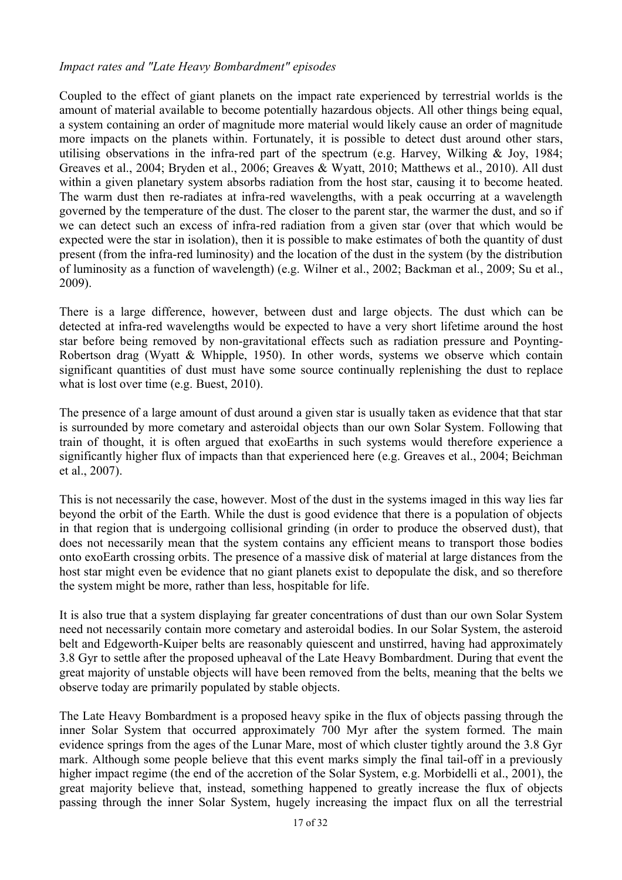*Impact rates and "Late Heavy Bombardment" episodes*

Coupled to the effect of giant planets on the impact rate experienced by terrestrial worlds is the amount of material available to become potentially hazardous objects. All other things being equal, a system containing an order of magnitude more material would likely cause an order of magnitude more impacts on the planets within. Fortunately, it is possible to detect dust around other stars, utilising observations in the infra-red part of the spectrum (e.g. Harvey, Wilking & Joy, 1984; Greaves et al., 2004; Bryden et al., 2006; Greaves & Wyatt, 2010; Matthews et al., 2010). All dust within a given planetary system absorbs radiation from the host star, causing it to become heated. The warm dust then re-radiates at infra-red wavelengths, with a peak occurring at a wavelength governed by the temperature of the dust. The closer to the parent star, the warmer the dust, and so if we can detect such an excess of infra-red radiation from a given star (over that which would be expected were the star in isolation), then it is possible to make estimates of both the quantity of dust present (from the infra-red luminosity) and the location of the dust in the system (by the distribution of luminosity as a function of wavelength) (e.g. Wilner et al., 2002; Backman et al., 2009; Su et al., 2009).

There is a large difference, however, between dust and large objects. The dust which can be detected at infra-red wavelengths would be expected to have a very short lifetime around the host star before being removed by non-gravitational effects such as radiation pressure and Poynting-Robertson drag (Wyatt & Whipple, 1950). In other words, systems we observe which contain significant quantities of dust must have some source continually replenishing the dust to replace what is lost over time (e.g. Buest, 2010).

The presence of a large amount of dust around a given star is usually taken as evidence that that star is surrounded by more cometary and asteroidal objects than our own Solar System. Following that train of thought, it is often argued that exoEarths in such systems would therefore experience a significantly higher flux of impacts than that experienced here (e.g. Greaves et al., 2004; Beichman et al., 2007).

This is not necessarily the case, however. Most of the dust in the systems imaged in this way lies far beyond the orbit of the Earth. While the dust is good evidence that there is a population of objects in that region that is undergoing collisional grinding (in order to produce the observed dust), that does not necessarily mean that the system contains any efficient means to transport those bodies onto exoEarth crossing orbits. The presence of a massive disk of material at large distances from the host star might even be evidence that no giant planets exist to depopulate the disk, and so therefore the system might be more, rather than less, hospitable for life.

It is also true that a system displaying far greater concentrations of dust than our own Solar System need not necessarily contain more cometary and asteroidal bodies. In our Solar System, the asteroid belt and Edgeworth-Kuiper belts are reasonably quiescent and unstirred, having had approximately 3.8 Gyr to settle after the proposed upheaval of the Late Heavy Bombardment. During that event the great majority of unstable objects will have been removed from the belts, meaning that the belts we observe today are primarily populated by stable objects.

The Late Heavy Bombardment is a proposed heavy spike in the flux of objects passing through the inner Solar System that occurred approximately 700 Myr after the system formed. The main evidence springs from the ages of the Lunar Mare, most of which cluster tightly around the 3.8 Gyr mark. Although some people believe that this event marks simply the final tail-off in a previously higher impact regime (the end of the accretion of the Solar System, e.g. Morbidelli et al., 2001), the great majority believe that, instead, something happened to greatly increase the flux of objects passing through the inner Solar System, hugely increasing the impact flux on all the terrestrial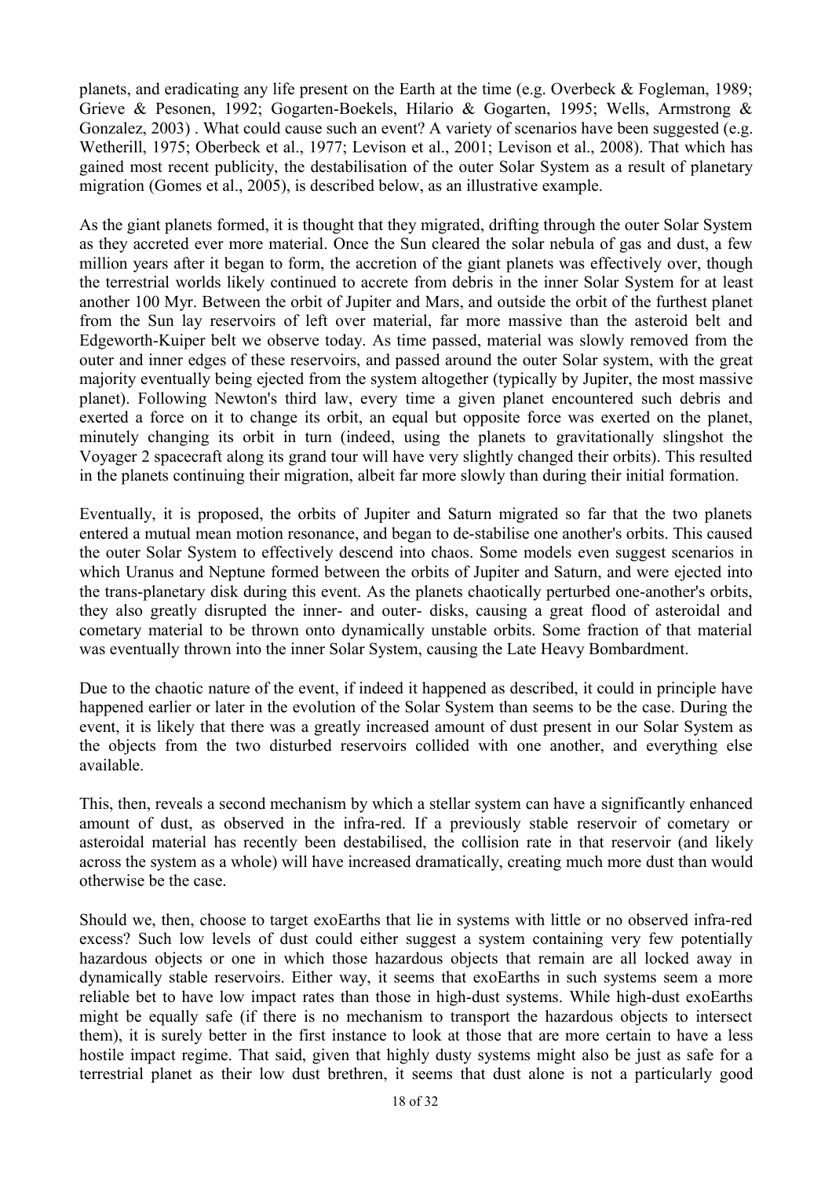planets, and eradicating any life present on the Earth at the time (e.g. Overbeck & Fogleman, 1989; Grieve & Pesonen, 1992; Gogarten-Boekels, Hilario & Gogarten, 1995; Wells, Armstrong & Gonzalez, 2003) . What could cause such an event? A variety of scenarios have been suggested (e.g. Wetherill, 1975; Oberbeck et al., 1977; Levison et al., 2001; Levison et al., 2008). That which has gained most recent publicity, the destabilisation of the outer Solar System as a result of planetary migration (Gomes et al., 2005), is described below, as an illustrative example.

As the giant planets formed, it is thought that they migrated, drifting through the outer Solar System as they accreted ever more material. Once the Sun cleared the solar nebula of gas and dust, a few million years after it began to form, the accretion of the giant planets was effectively over, though the terrestrial worlds likely continued to accrete from debris in the inner Solar System for at least another 100 Myr. Between the orbit of Jupiter and Mars, and outside the orbit of the furthest planet from the Sun lay reservoirs of left over material, far more massive than the asteroid belt and Edgeworth-Kuiper belt we observe today. As time passed, material was slowly removed from the outer and inner edges of these reservoirs, and passed around the outer Solar system, with the great majority eventually being ejected from the system altogether (typically by Jupiter, the most massive planet). Following Newton's third law, every time a given planet encountered such debris and exerted a force on it to change its orbit, an equal but opposite force was exerted on the planet, minutely changing its orbit in turn (indeed, using the planets to gravitationally slingshot the Voyager 2 spacecraft along its grand tour will have very slightly changed their orbits). This resulted in the planets continuing their migration, albeit far more slowly than during their initial formation.

Eventually, it is proposed, the orbits of Jupiter and Saturn migrated so far that the two planets entered a mutual mean motion resonance, and began to de-stabilise one another's orbits. This caused the outer Solar System to effectively descend into chaos. Some models even suggest scenarios in which Uranus and Neptune formed between the orbits of Jupiter and Saturn, and were ejected into the trans-planetary disk during this event. As the planets chaotically perturbed one-another's orbits, they also greatly disrupted the inner- and outer- disks, causing a great flood of asteroidal and cometary material to be thrown onto dynamically unstable orbits. Some fraction of that material was eventually thrown into the inner Solar System, causing the Late Heavy Bombardment.

Due to the chaotic nature of the event, if indeed it happened as described, it could in principle have happened earlier or later in the evolution of the Solar System than seems to be the case. During the event, it is likely that there was a greatly increased amount of dust present in our Solar System as the objects from the two disturbed reservoirs collided with one another, and everything else available.

This, then, reveals a second mechanism by which a stellar system can have a significantly enhanced amount of dust, as observed in the infra-red. If a previously stable reservoir of cometary or asteroidal material has recently been destabilised, the collision rate in that reservoir (and likely across the system as a whole) will have increased dramatically, creating much more dust than would otherwise be the case.

Should we, then, choose to target exoEarths that lie in systems with little or no observed infra-red excess? Such low levels of dust could either suggest a system containing very few potentially hazardous objects or one in which those hazardous objects that remain are all locked away in dynamically stable reservoirs. Either way, it seems that exoEarths in such systems seem a more reliable bet to have low impact rates than those in high-dust systems. While high-dust exoEarths might be equally safe (if there is no mechanism to transport the hazardous objects to intersect them), it is surely better in the first instance to look at those that are more certain to have a less hostile impact regime. That said, given that highly dusty systems might also be just as safe for a terrestrial planet as their low dust brethren, it seems that dust alone is not a particularly good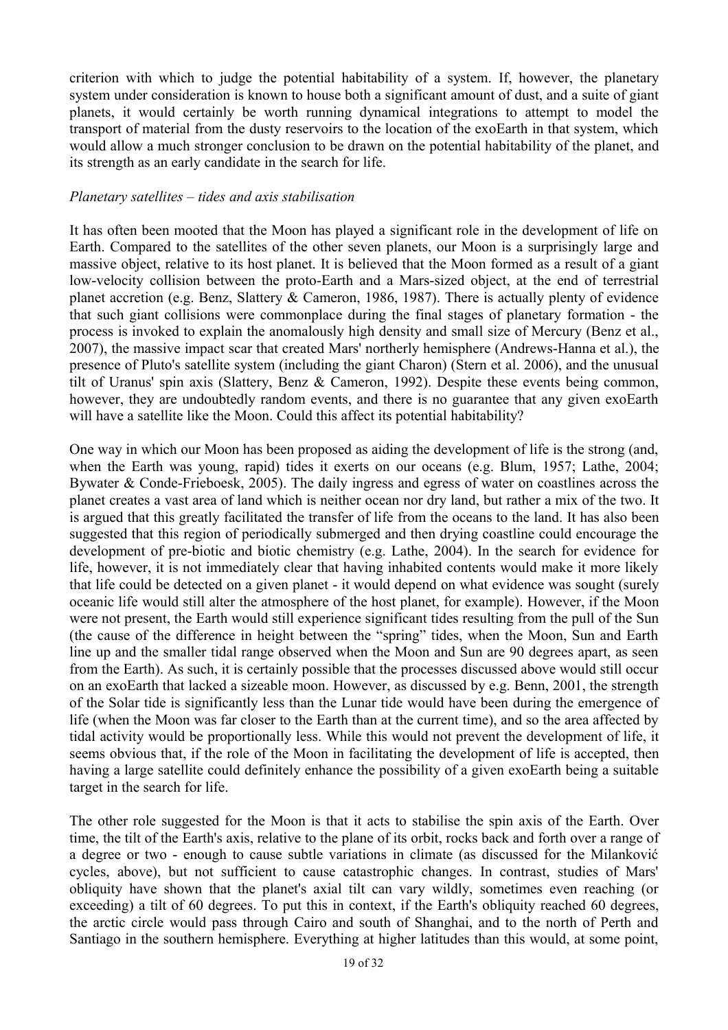criterion with which to judge the potential habitability of a system. If, however, the planetary system under consideration is known to house both a significant amount of dust, and a suite of giant planets, it would certainly be worth running dynamical integrations to attempt to model the transport of material from the dusty reservoirs to the location of the exoEarth in that system, which would allow a much stronger conclusion to be drawn on the potential habitability of the planet, and its strength as an early candidate in the search for life.

*Planetary satellites – tides and axis stabilisation*

It has often been mooted that the Moon has played a significant role in the development of life on Earth. Compared to the satellites of the other seven planets, our Moon is a surprisingly large and massive object, relative to its host planet. It is believed that the Moon formed as a result of a giant low-velocity collision between the proto-Earth and a Mars-sized object, at the end of terrestrial planet accretion (e.g. Benz, Slattery & Cameron, 1986, 1987). There is actually plenty of evidence that such giant collisions were commonplace during the final stages of planetary formation - the process is invoked to explain the anomalously high density and small size of Mercury (Benz et al., 2007), the massive impact scar that created Mars' northerly hemisphere (Andrews-Hanna et al.), the presence of Pluto's satellite system (including the giant Charon) (Stern et al. 2006), and the unusual tilt of Uranus' spin axis (Slattery, Benz & Cameron, 1992). Despite these events being common, however, they are undoubtedly random events, and there is no guarantee that any given exoEarth will have a satellite like the Moon. Could this affect its potential habitability?

One way in which our Moon has been proposed as aiding the development of life is the strong (and, when the Earth was young, rapid) tides it exerts on our oceans (e.g. Blum, 1957; Lathe, 2004; Bywater & Conde-Frieboesk, 2005). The daily ingress and egress of water on coastlines across the planet creates a vast area of land which is neither ocean nor dry land, but rather a mix of the two. It is argued that this greatly facilitated the transfer of life from the oceans to the land. It has also been suggested that this region of periodically submerged and then drying coastline could encourage the development of pre-biotic and biotic chemistry (e.g. Lathe, 2004). In the search for evidence for life, however, it is not immediately clear that having inhabited contents would make it more likely that life could be detected on a given planet - it would depend on what evidence was sought (surely oceanic life would still alter the atmosphere of the host planet, for example). However, if the Moon were not present, the Earth would still experience significant tides resulting from the pull of the Sun (the cause of the difference in height between the "spring" tides, when the Moon, Sun and Earth line up and the smaller tidal range observed when the Moon and Sun are 90 degrees apart, as seen from the Earth). As such, it is certainly possible that the processes discussed above would still occur on an exoEarth that lacked a sizeable moon. However, as discussed by e.g. Benn, 2001, the strength of the Solar tide is significantly less than the Lunar tide would have been during the emergence of life (when the Moon was far closer to the Earth than at the current time), and so the area affected by tidal activity would be proportionally less. While this would not prevent the development of life, it seems obvious that, if the role of the Moon in facilitating the development of life is accepted, then having a large satellite could definitely enhance the possibility of a given exoEarth being a suitable target in the search for life.

The other role suggested for the Moon is that it acts to stabilise the spin axis of the Earth. Over time, the tilt of the Earth's axis, relative to the plane of its orbit, rocks back and forth over a range of a degree or two - enough to cause subtle variations in climate (as discussed for the Milanković cycles, above), but not sufficient to cause catastrophic changes. In contrast, studies of Mars' obliquity have shown that the planet's axial tilt can vary wildly, sometimes even reaching (or exceeding) a tilt of 60 degrees. To put this in context, if the Earth's obliquity reached 60 degrees, the arctic circle would pass through Cairo and south of Shanghai, and to the north of Perth and Santiago in the southern hemisphere. Everything at higher latitudes than this would, at some point,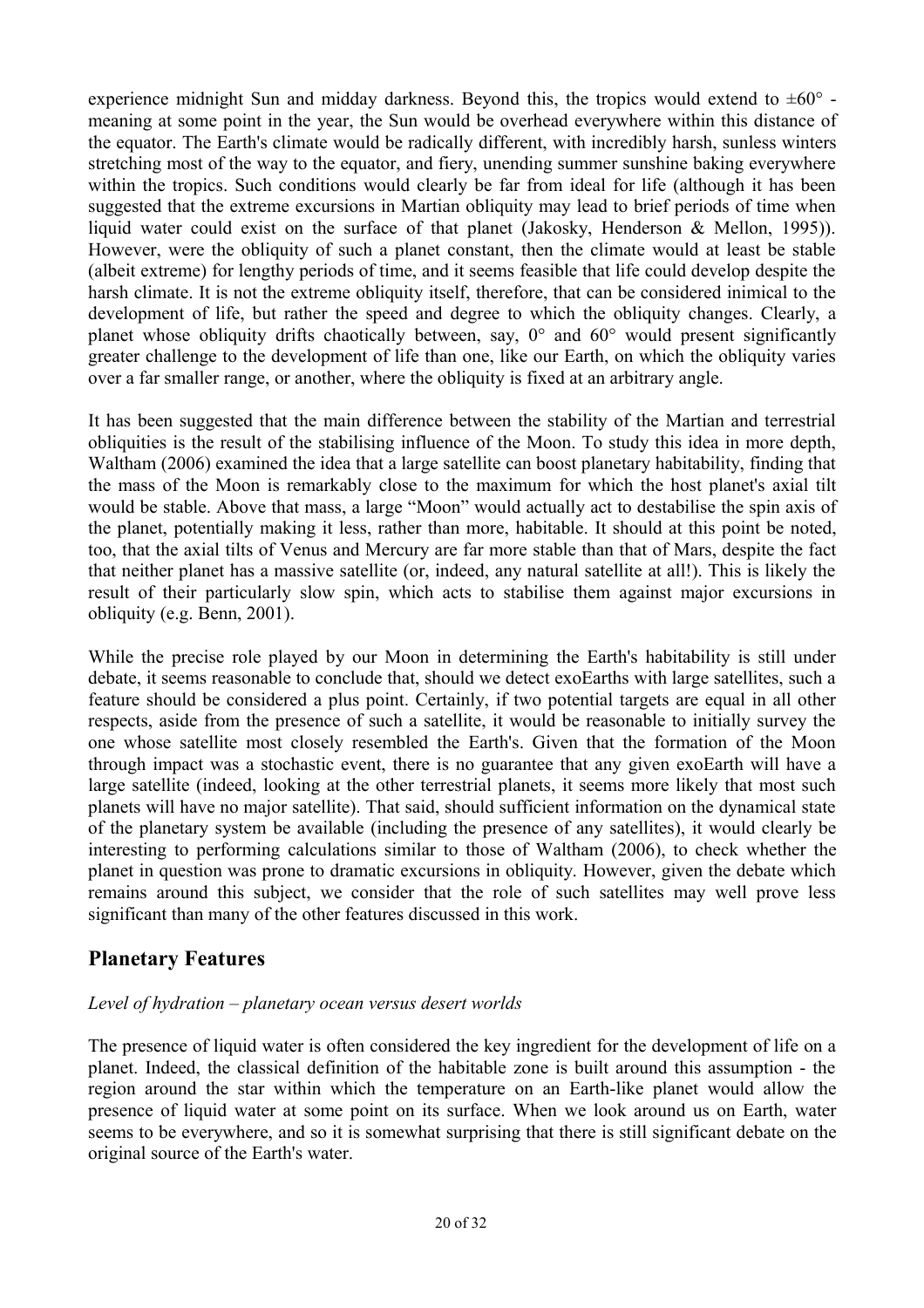experience midnight Sun and midday darkness. Beyond this, the tropics would extend to ±60° - meaning at some point in the year, the Sun would be overhead everywhere within this distance of the equator. The Earth's climate would be radically different, with incredibly harsh, sunless winters stretching most of the way to the equator, and fiery, unending summer sunshine baking everywhere within the tropics. Such conditions would clearly be far from ideal for life (although it has been suggested that the extreme excursions in Martian obliquity may lead to brief periods of time when liquid water could exist on the surface of that planet (Jakosky, Henderson & Mellon, 1995)). However, were the obliquity of such a planet constant, then the climate would at least be stable (albeit extreme) for lengthy periods of time, and it seems feasible that life could develop despite the harsh climate. It is not the extreme obliquity itself, therefore, that can be considered inimical to the development of life, but rather the speed and degree to which the obliquity changes. Clearly, a planet whose obliquity drifts chaotically between, say, 0° and 60° would present significantly greater challenge to the development of life than one, like our Earth, on which the obliquity varies over a far smaller range, or another, where the obliquity is fixed at an arbitrary angle.

It has been suggested that the main difference between the stability of the Martian and terrestrial obliquities is the result of the stabilising influence of the Moon. To study this idea in more depth, Waltham (2006) examined the idea that a large satellite can boost planetary habitability, finding that the mass of the Moon is remarkably close to the maximum for which the host planet's axial tilt would be stable. Above that mass, a large "Moon" would actually act to destabilise the spin axis of the planet, potentially making it less, rather than more, habitable. It should at this point be noted, too, that the axial tilts of Venus and Mercury are far more stable than that of Mars, despite the fact that neither planet has a massive satellite (or, indeed, any natural satellite at all!). This is likely the result of their particularly slow spin, which acts to stabilise them against major excursions in obliquity (e.g. Benn, 2001).

While the precise role played by our Moon in determining the Earth's habitability is still under debate, it seems reasonable to conclude that, should we detect exoEarths with large satellites, such a feature should be considered a plus point. Certainly, if two potential targets are equal in all other respects, aside from the presence of such a satellite, it would be reasonable to initially survey the one whose satellite most closely resembled the Earth's. Given that the formation of the Moon through impact was a stochastic event, there is no guarantee that any given exoEarth will have a large satellite (indeed, looking at the other terrestrial planets, it seems more likely that most such planets will have no major satellite). That said, should sufficient information on the dynamical state of the planetary system be available (including the presence of any satellites), it would clearly be interesting to performing calculations similar to those of Waltham (2006), to check whether the planet in question was prone to dramatic excursions in obliquity. However, given the debate which remains around this subject, we consider that the role of such satellites may well prove less significant than many of the other features discussed in this work.

## Planetary Features

*Level of hydration – planetary ocean versus desert worlds*

The presence of liquid water is often considered the key ingredient for the development of life on a planet. Indeed, the classical definition of the habitable zone is built around this assumption - the region around the star within which the temperature on an Earth-like planet would allow the presence of liquid water at some point on its surface. When we look around us on Earth, water seems to be everywhere, and so it is somewhat surprising that there is still significant debate on the original source of the Earth's water.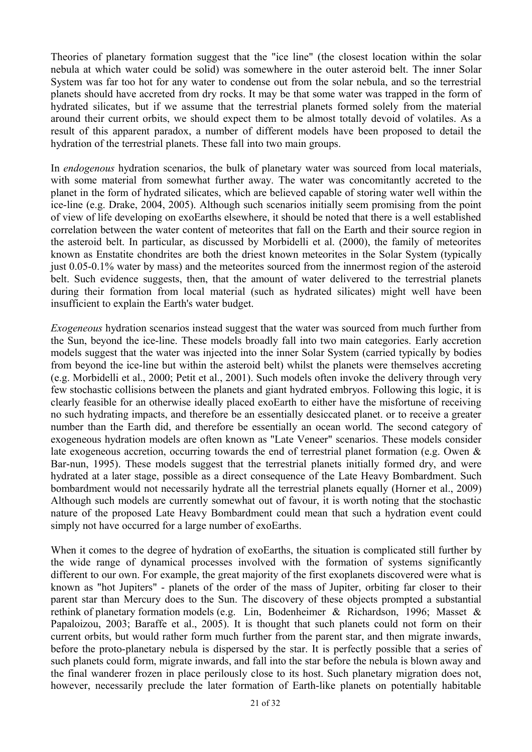Theories of planetary formation suggest that the "ice line" (the closest location within the solar nebula at which water could be solid) was somewhere in the outer asteroid belt. The inner Solar System was far too hot for any water to condense out from the solar nebula, and so the terrestrial planets should have accreted from dry rocks. It may be that some water was trapped in the form of hydrated silicates, but if we assume that the terrestrial planets formed solely from the material around their current orbits, we should expect them to be almost totally devoid of volatiles. As a result of this apparent paradox, a number of different models have been proposed to detail the hydration of the terrestrial planets. These fall into two main groups.

In *endogenous* hydration scenarios, the bulk of planetary water was sourced from local materials, with some material from somewhat further away. The water was concomitantly accreted to the planet in the form of hydrated silicates, which are believed capable of storing water well within the ice-line (e.g. Drake, 2004, 2005). Although such scenarios initially seem promising from the point of view of life developing on exoEarths elsewhere, it should be noted that there is a well established correlation between the water content of meteorites that fall on the Earth and their source region in the asteroid belt. In particular, as discussed by Morbidelli et al. (2000), the family of meteorites known as Enstatite chondrites are both the driest known meteorites in the Solar System (typically just 0.05-0.1% water by mass) and the meteorites sourced from the innermost region of the asteroid belt. Such evidence suggests, then, that the amount of water delivered to the terrestrial planets during their formation from local material (such as hydrated silicates) might well have been insufficient to explain the Earth's water budget.

*Exogeneous* hydration scenarios instead suggest that the water was sourced from much further from the Sun, beyond the ice-line. These models broadly fall into two main categories. Early accretion models suggest that the water was injected into the inner Solar System (carried typically by bodies from beyond the ice-line but within the asteroid belt) whilst the planets were themselves accreting (e.g. Morbidelli et al., 2000; Petit et al., 2001). Such models often invoke the delivery through very few stochastic collisions between the planets and giant hydrated embryos. Following this logic, it is clearly feasible for an otherwise ideally placed exoEarth to either have the misfortune of receiving no such hydrating impacts, and therefore be an essentially desiccated planet. or to receive a greater number than the Earth did, and therefore be essentially an ocean world. The second category of exogeneous hydration models are often known as "Late Veneer" scenarios. These models consider late exogeneous accretion, occurring towards the end of terrestrial planet formation (e.g. Owen & Bar-nun, 1995). These models suggest that the terrestrial planets initially formed dry, and were hydrated at a later stage, possible as a direct consequence of the Late Heavy Bombardment. Such bombardment would not necessarily hydrate all the terrestrial planets equally (Horner et al., 2009) Although such models are currently somewhat out of favour, it is worth noting that the stochastic nature of the proposed Late Heavy Bombardment could mean that such a hydration event could simply not have occurred for a large number of exoEarths.

When it comes to the degree of hydration of exoEarths, the situation is complicated still further by the wide range of dynamical processes involved with the formation of systems significantly different to our own. For example, the great majority of the first exoplanets discovered were what is known as "hot Jupiters" - planets of the order of the mass of Jupiter, orbiting far closer to their parent star than Mercury does to the Sun. The discovery of these objects prompted a substantial rethink of planetary formation models (e.g. Lin, Bodenheimer & Richardson, 1996; Masset & Papaloizou, 2003; Baraffe et al., 2005). It is thought that such planets could not form on their current orbits, but would rather form much further from the parent star, and then migrate inwards, before the proto-planetary nebula is dispersed by the star. It is perfectly possible that a series of such planets could form, migrate inwards, and fall into the star before the nebula is blown away and the final wanderer frozen in place perilously close to its host. Such planetary migration does not, however, necessarily preclude the later formation of Earth-like planets on potentially habitable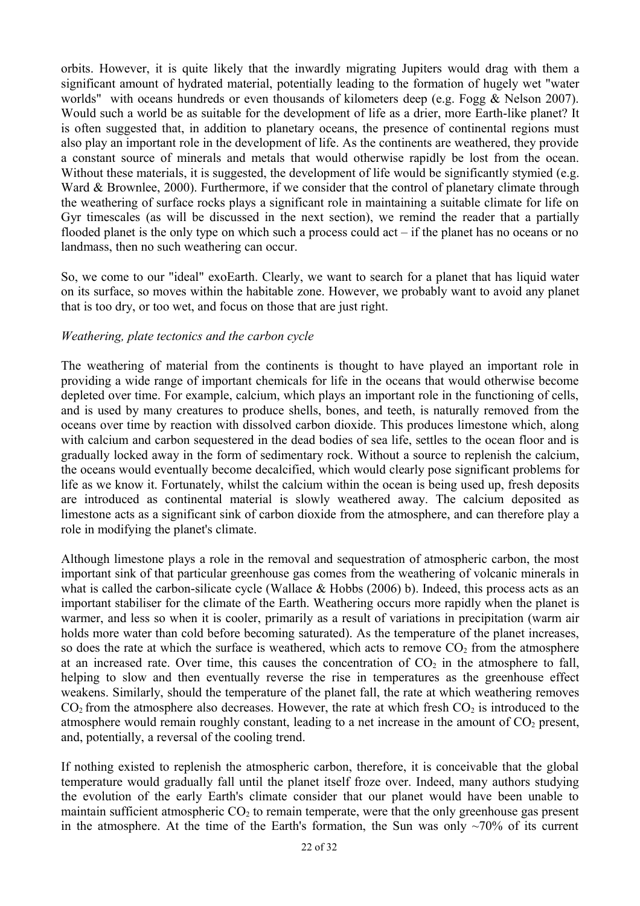orbits. However, it is quite likely that the inwardly migrating Jupiters would drag with them a significant amount of hydrated material, potentially leading to the formation of hugely wet "water worlds" with oceans hundreds or even thousands of kilometers deep (e.g. Fogg & Nelson 2007). Would such a world be as suitable for the development of life as a drier, more Earth-like planet? It is often suggested that, in addition to planetary oceans, the presence of continental regions must also play an important role in the development of life. As the continents are weathered, they provide a constant source of minerals and metals that would otherwise rapidly be lost from the ocean. Without these materials, it is suggested, the development of life would be significantly stymied (e.g. Ward & Brownlee, 2000). Furthermore, if we consider that the control of planetary climate through the weathering of surface rocks plays a significant role in maintaining a suitable climate for life on Gyr timescales (as will be discussed in the next section), we remind the reader that a partially flooded planet is the only type on which such a process could act – if the planet has no oceans or no landmass, then no such weathering can occur.

So, we come to our "ideal" exoEarth. Clearly, we want to search for a planet that has liquid water on its surface, so moves within the habitable zone. However, we probably want to avoid any planet that is too dry, or too wet, and focus on those that are just right.

*Weathering, plate tectonics and the carbon cycle*

The weathering of material from the continents is thought to have played an important role in providing a wide range of important chemicals for life in the oceans that would otherwise become depleted over time. For example, calcium, which plays an important role in the functioning of cells, and is used by many creatures to produce shells, bones, and teeth, is naturally removed from the oceans over time by reaction with dissolved carbon dioxide. This produces limestone which, along with calcium and carbon sequestered in the dead bodies of sea life, settles to the ocean floor and is gradually locked away in the form of sedimentary rock. Without a source to replenish the calcium, the oceans would eventually become decalcified, which would clearly pose significant problems for life as we know it. Fortunately, whilst the calcium within the ocean is being used up, fresh deposits are introduced as continental material is slowly weathered away. The calcium deposited as limestone acts as a significant sink of carbon dioxide from the atmosphere, and can therefore play a role in modifying the planet's climate.

Although limestone plays a role in the removal and sequestration of atmospheric carbon, the most important sink of that particular greenhouse gas comes from the weathering of volcanic minerals in what is called the carbon-silicate cycle (Wallace & Hobbs (2006) b). Indeed, this process acts as an important stabiliser for the climate of the Earth. Weathering occurs more rapidly when the planet is warmer, and less so when it is cooler, primarily as a result of variations in precipitation (warm air holds more water than cold before becoming saturated). As the temperature of the planet increases, so does the rate at which the surface is weathered, which acts to remove $CO_2$ from the atmosphere at an increased rate. Over time, this causes the concentration of $CO_2$ in the atmosphere to fall, helping to slow and then eventually reverse the rise in temperatures as the greenhouse effect weakens. Similarly, should the temperature of the planet fall, the rate at which weathering removes $CO_2$ from the atmosphere also decreases. However, the rate at which fresh $CO_2$ is introduced to the atmosphere would remain roughly constant, leading to a net increase in the amount of $CO_2$ present, and, potentially, a reversal of the cooling trend.

If nothing existed to replenish the atmospheric carbon, therefore, it is conceivable that the global temperature would gradually fall until the planet itself froze over. Indeed, many authors studying the evolution of the early Earth's climate consider that our planet would have been unable to maintain sufficient atmospheric $CO_2$ to remain temperate, were that the only greenhouse gas present in the atmosphere. At the time of the Earth's formation, the Sun was only ~70% of its current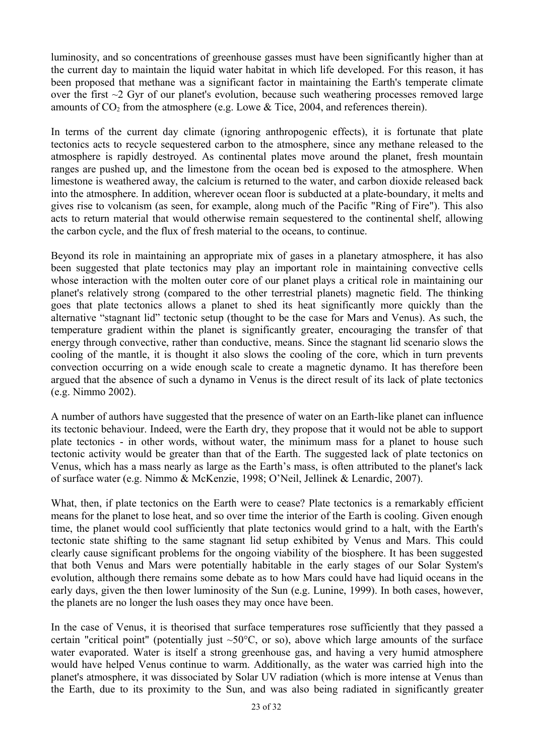luminosity, and so concentrations of greenhouse gasses must have been significantly higher than at the current day to maintain the liquid water habitat in which life developed. For this reason, it has been proposed that methane was a significant factor in maintaining the Earth's temperate climate over the first ~2 Gyr of our planet's evolution, because such weathering processes removed large amounts of $CO_2$ from the atmosphere (e.g. Lowe & Tice, 2004, and references therein).

In terms of the current day climate (ignoring anthropogenic effects), it is fortunate that plate tectonics acts to recycle sequestered carbon to the atmosphere, since any methane released to the atmosphere is rapidly destroyed. As continental plates move around the planet, fresh mountain ranges are pushed up, and the limestone from the ocean bed is exposed to the atmosphere. When limestone is weathered away, the calcium is returned to the water, and carbon dioxide released back into the atmosphere. In addition, wherever ocean floor is subducted at a plate-boundary, it melts and gives rise to volcanism (as seen, for example, along much of the Pacific "Ring of Fire"). This also acts to return material that would otherwise remain sequestered to the continental shelf, allowing the carbon cycle, and the flux of fresh material to the oceans, to continue.

Beyond its role in maintaining an appropriate mix of gases in a planetary atmosphere, it has also been suggested that plate tectonics may play an important role in maintaining convective cells whose interaction with the molten outer core of our planet plays a critical role in maintaining our planet's relatively strong (compared to the other terrestrial planets) magnetic field. The thinking goes that plate tectonics allows a planet to shed its heat significantly more quickly than the alternative "stagnant lid" tectonic setup (thought to be the case for Mars and Venus). As such, the temperature gradient within the planet is significantly greater, encouraging the transfer of that energy through convective, rather than conductive, means. Since the stagnant lid scenario slows the cooling of the mantle, it is thought it also slows the cooling of the core, which in turn prevents convection occurring on a wide enough scale to create a magnetic dynamo. It has therefore been argued that the absence of such a dynamo in Venus is the direct result of its lack of plate tectonics (e.g. Nimmo 2002).

A number of authors have suggested that the presence of water on an Earth-like planet can influence its tectonic behaviour. Indeed, were the Earth dry, they propose that it would not be able to support plate tectonics - in other words, without water, the minimum mass for a planet to house such tectonic activity would be greater than that of the Earth. The suggested lack of plate tectonics on Venus, which has a mass nearly as large as the Earth's mass, is often attributed to the planet's lack of surface water (e.g. Nimmo & McKenzie, 1998; O'Neil, Jellinek & Lenardic, 2007).

What, then, if plate tectonics on the Earth were to cease? Plate tectonics is a remarkably efficient means for the planet to lose heat, and so over time the interior of the Earth is cooling. Given enough time, the planet would cool sufficiently that plate tectonics would grind to a halt, with the Earth's tectonic state shifting to the same stagnant lid setup exhibited by Venus and Mars. This could clearly cause significant problems for the ongoing viability of the biosphere. It has been suggested that both Venus and Mars were potentially habitable in the early stages of our Solar System's evolution, although there remains some debate as to how Mars could have had liquid oceans in the early days, given the then lower luminosity of the Sun (e.g. Lunine, 1999). In both cases, however, the planets are no longer the lush oases they may once have been.

In the case of Venus, it is theorised that surface temperatures rose sufficiently that they passed a certain "critical point" (potentially just ~50°C, or so), above which large amounts of the surface water evaporated. Water is itself a strong greenhouse gas, and having a very humid atmosphere would have helped Venus continue to warm. Additionally, as the water was carried high into the planet's atmosphere, it was dissociated by Solar UV radiation (which is more intense at Venus than the Earth, due to its proximity to the Sun, and was also being radiated in significantly greater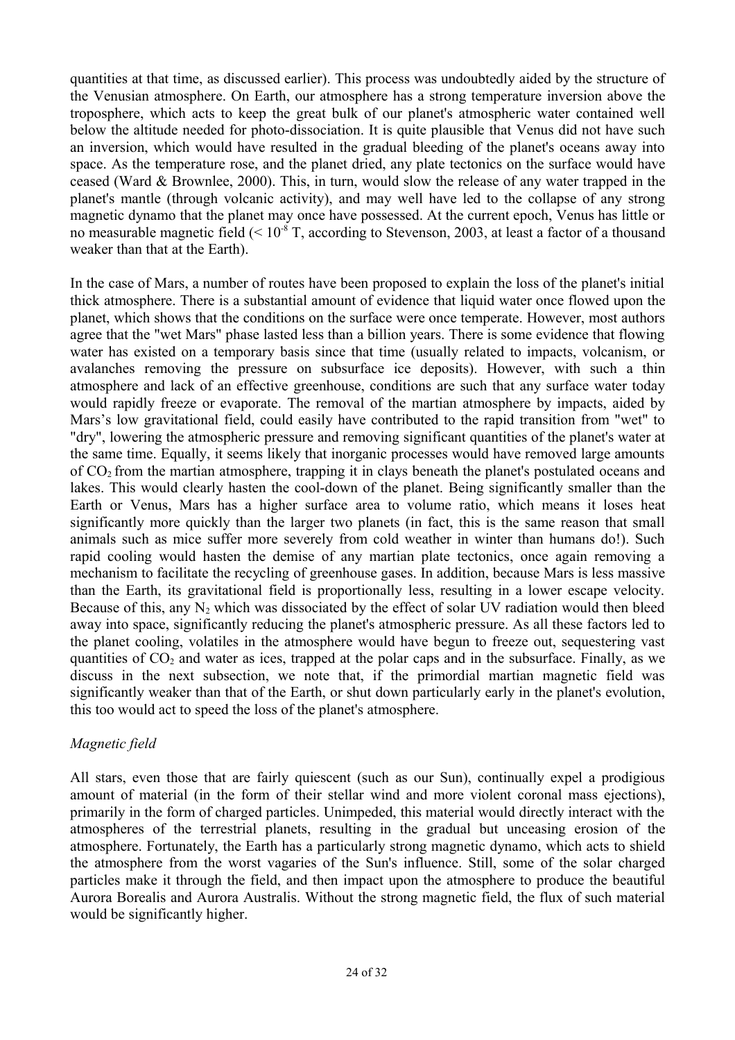quantities at that time, as discussed earlier). This process was undoubtedly aided by the structure of the Venusian atmosphere. On Earth, our atmosphere has a strong temperature inversion above the troposphere, which acts to keep the great bulk of our planet's atmospheric water contained well below the altitude needed for photo-dissociation. It is quite plausible that Venus did not have such an inversion, which would have resulted in the gradual bleeding of the planet's oceans away into space. As the temperature rose, and the planet dried, any plate tectonics on the surface would have ceased (Ward & Brownlee, 2000). This, in turn, would slow the release of any water trapped in the planet's mantle (through volcanic activity), and may well have led to the collapse of any strong magnetic dynamo that the planet may once have possessed. At the current epoch, Venus has little or no measurable magnetic field ($< 10^{-8}$ T, according to Stevenson, 2003, at least a factor of a thousand weaker than that at the Earth).

In the case of Mars, a number of routes have been proposed to explain the loss of the planet's initial thick atmosphere. There is a substantial amount of evidence that liquid water once flowed upon the planet, which shows that the conditions on the surface were once temperate. However, most authors agree that the "wet Mars" phase lasted less than a billion years. There is some evidence that flowing water has existed on a temporary basis since that time (usually related to impacts, volcanism, or avalanches removing the pressure on subsurface ice deposits). However, with such a thin atmosphere and lack of an effective greenhouse, conditions are such that any surface water today would rapidly freeze or evaporate. The removal of the martian atmosphere by impacts, aided by Mars's low gravitational field, could easily have contributed to the rapid transition from "wet" to "dry", lowering the atmospheric pressure and removing significant quantities of the planet's water at the same time. Equally, it seems likely that inorganic processes would have removed large amounts of $CO_2$ from the martian atmosphere, trapping it in clays beneath the planet's postulated oceans and lakes. This would clearly hasten the cool-down of the planet. Being significantly smaller than the Earth or Venus, Mars has a higher surface area to volume ratio, which means it loses heat significantly more quickly than the larger two planets (in fact, this is the same reason that small animals such as mice suffer more severely from cold weather in winter than humans do!). Such rapid cooling would hasten the demise of any martian plate tectonics, once again removing a mechanism to facilitate the recycling of greenhouse gases. In addition, because Mars is less massive than the Earth, its gravitational field is proportionally less, resulting in a lower escape velocity. Because of this, any $N_2$ which was dissociated by the effect of solar UV radiation would then bleed away into space, significantly reducing the planet's atmospheric pressure. As all these factors led to the planet cooling, volatiles in the atmosphere would have begun to freeze out, sequestering vast quantities of $CO_2$ and water as ices, trapped at the polar caps and in the subsurface. Finally, as we discuss in the next subsection, we note that, if the primordial martian magnetic field was significantly weaker than that of the Earth, or shut down particularly early in the planet's evolution, this too would act to speed the loss of the planet's atmosphere.

*Magnetic field*

All stars, even those that are fairly quiescent (such as our Sun), continually expel a prodigious amount of material (in the form of their stellar wind and more violent coronal mass ejections), primarily in the form of charged particles. Unimpeded, this material would directly interact with the atmospheres of the terrestrial planets, resulting in the gradual but unceasing erosion of the atmosphere. Fortunately, the Earth has a particularly strong magnetic dynamo, which acts to shield the atmosphere from the worst vagaries of the Sun's influence. Still, some of the solar charged particles make it through the field, and then impact upon the atmosphere to produce the beautiful Aurora Borealis and Aurora Australis. Without the strong magnetic field, the flux of such material would be significantly higher.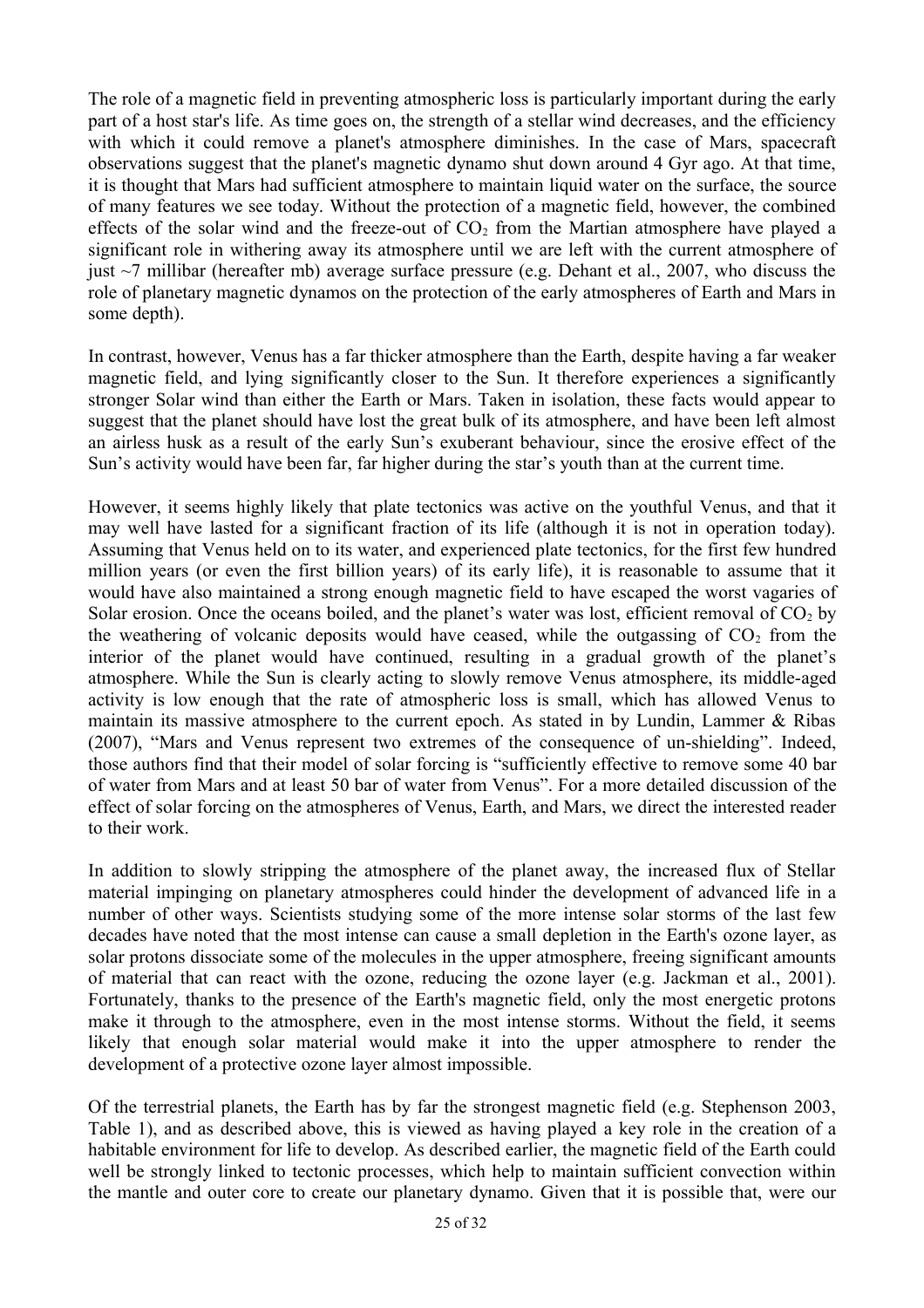The role of a magnetic field in preventing atmospheric loss is particularly important during the early part of a host star's life. As time goes on, the strength of a stellar wind decreases, and the efficiency with which it could remove a planet's atmosphere diminishes. In the case of Mars, spacecraft observations suggest that the planet's magnetic dynamo shut down around 4 Gyr ago. At that time, it is thought that Mars had sufficient atmosphere to maintain liquid water on the surface, the source of many features we see today. Without the protection of a magnetic field, however, the combined effects of the solar wind and the freeze-out of $CO_2$ from the Martian atmosphere have played a significant role in withering away its atmosphere until we are left with the current atmosphere of just ~7 millibar (hereafter mb) average surface pressure (e.g. Dehant et al., 2007, who discuss the role of planetary magnetic dynamos on the protection of the early atmospheres of Earth and Mars in some depth).

In contrast, however, Venus has a far thicker atmosphere than the Earth, despite having a far weaker magnetic field, and lying significantly closer to the Sun. It therefore experiences a significantly stronger Solar wind than either the Earth or Mars. Taken in isolation, these facts would appear to suggest that the planet should have lost the great bulk of its atmosphere, and have been left almost an airless husk as a result of the early Sun's exuberant behaviour, since the erosive effect of the Sun's activity would have been far, far higher during the star's youth than at the current time.

However, it seems highly likely that plate tectonics was active on the youthful Venus, and that it may well have lasted for a significant fraction of its life (although it is not in operation today). Assuming that Venus held on to its water, and experienced plate tectonics, for the first few hundred million years (or even the first billion years) of its early life), it is reasonable to assume that it would have also maintained a strong enough magnetic field to have escaped the worst vagaries of Solar erosion. Once the oceans boiled, and the planet's water was lost, efficient removal of $CO_2$ by the weathering of volcanic deposits would have ceased, while the outgassing of $CO_2$ from the interior of the planet would have continued, resulting in a gradual growth of the planet's atmosphere. While the Sun is clearly acting to slowly remove Venus atmosphere, its middle-aged activity is low enough that the rate of atmospheric loss is small, which has allowed Venus to maintain its massive atmosphere to the current epoch. As stated in by Lundin, Lammer & Ribas (2007), "Mars and Venus represent two extremes of the consequence of un-shielding". Indeed, those authors find that their model of solar forcing is "sufficiently effective to remove some 40 bar of water from Mars and at least 50 bar of water from Venus". For a more detailed discussion of the effect of solar forcing on the atmospheres of Venus, Earth, and Mars, we direct the interested reader to their work.

In addition to slowly stripping the atmosphere of the planet away, the increased flux of Stellar material impinging on planetary atmospheres could hinder the development of advanced life in a number of other ways. Scientists studying some of the more intense solar storms of the last few decades have noted that the most intense can cause a small depletion in the Earth's ozone layer, as solar protons dissociate some of the molecules in the upper atmosphere, freeing significant amounts of material that can react with the ozone, reducing the ozone layer (e.g. Jackman et al., 2001). Fortunately, thanks to the presence of the Earth's magnetic field, only the most energetic protons make it through to the atmosphere, even in the most intense storms. Without the field, it seems likely that enough solar material would make it into the upper atmosphere to render the development of a protective ozone layer almost impossible.

Of the terrestrial planets, the Earth has by far the strongest magnetic field (e.g. Stephenson 2003, Table 1), and as described above, this is viewed as having played a key role in the creation of a habitable environment for life to develop. As described earlier, the magnetic field of the Earth could well be strongly linked to tectonic processes, which help to maintain sufficient convection within the mantle and outer core to create our planetary dynamo. Given that it is possible that, were our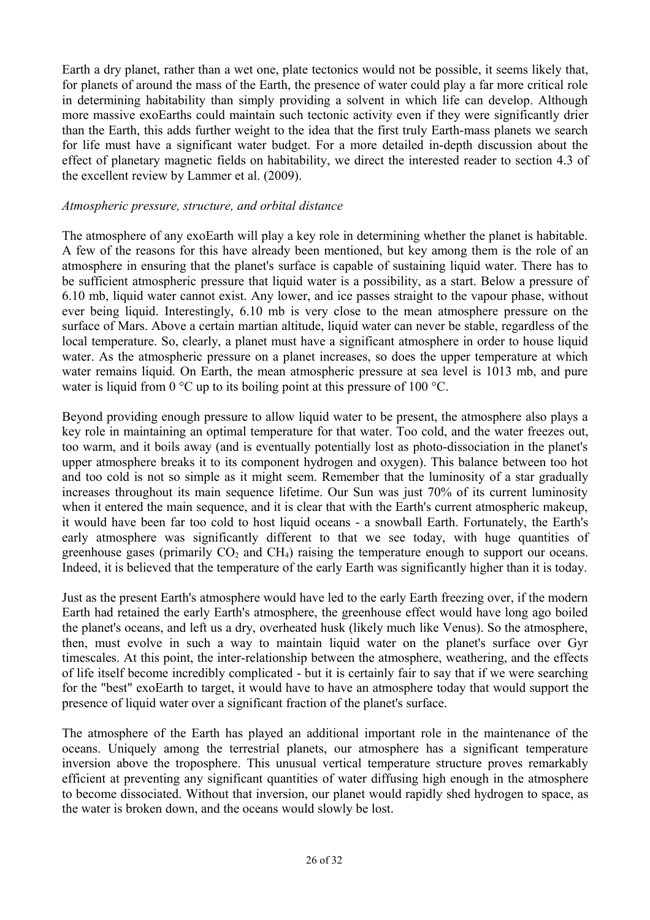Earth a dry planet, rather than a wet one, plate tectonics would not be possible, it seems likely that, for planets of around the mass of the Earth, the presence of water could play a far more critical role in determining habitability than simply providing a solvent in which life can develop. Although more massive exoEarths could maintain such tectonic activity even if they were significantly drier than the Earth, this adds further weight to the idea that the first truly Earth-mass planets we search for life must have a significant water budget. For a more detailed in-depth discussion about the effect of planetary magnetic fields on habitability, we direct the interested reader to section 4.3 of the excellent review by Lammer et al. (2009).

*Atmospheric pressure, structure, and orbital distance*

The atmosphere of any exoEarth will play a key role in determining whether the planet is habitable. A few of the reasons for this have already been mentioned, but key among them is the role of an atmosphere in ensuring that the planet's surface is capable of sustaining liquid water. There has to be sufficient atmospheric pressure that liquid water is a possibility, as a start. Below a pressure of 6.10 mb, liquid water cannot exist. Any lower, and ice passes straight to the vapour phase, without ever being liquid. Interestingly, 6.10 mb is very close to the mean atmosphere pressure on the surface of Mars. Above a certain martian altitude, liquid water can never be stable, regardless of the local temperature. So, clearly, a planet must have a significant atmosphere in order to house liquid water. As the atmospheric pressure on a planet increases, so does the upper temperature at which water remains liquid. On Earth, the mean atmospheric pressure at sea level is 1013 mb, and pure water is liquid from 0 °C up to its boiling point at this pressure of 100 °C.

Beyond providing enough pressure to allow liquid water to be present, the atmosphere also plays a key role in maintaining an optimal temperature for that water. Too cold, and the water freezes out, too warm, and it boils away (and is eventually potentially lost as photo-dissociation in the planet's upper atmosphere breaks it to its component hydrogen and oxygen). This balance between too hot and too cold is not so simple as it might seem. Remember that the luminosity of a star gradually increases throughout its main sequence lifetime. Our Sun was just 70% of its current luminosity when it entered the main sequence, and it is clear that with the Earth's current atmospheric makeup, it would have been far too cold to host liquid oceans - a snowball Earth. Fortunately, the Earth's early atmosphere was significantly different to that we see today, with huge quantities of greenhouse gases (primarily $CO_2$ and $CH_4$) raising the temperature enough to support our oceans. Indeed, it is believed that the temperature of the early Earth was significantly higher than it is today.

Just as the present Earth's atmosphere would have led to the early Earth freezing over, if the modern Earth had retained the early Earth's atmosphere, the greenhouse effect would have long ago boiled the planet's oceans, and left us a dry, overheated husk (likely much like Venus). So the atmosphere, then, must evolve in such a way to maintain liquid water on the planet's surface over Gyr timescales. At this point, the inter-relationship between the atmosphere, weathering, and the effects of life itself become incredibly complicated - but it is certainly fair to say that if we were searching for the "best" exoEarth to target, it would have to have an atmosphere today that would support the presence of liquid water over a significant fraction of the planet's surface.

The atmosphere of the Earth has played an additional important role in the maintenance of the oceans. Uniquely among the terrestrial planets, our atmosphere has a significant temperature inversion above the troposphere. This unusual vertical temperature structure proves remarkably efficient at preventing any significant quantities of water diffusing high enough in the atmosphere to become dissociated. Without that inversion, our planet would rapidly shed hydrogen to space, as the water is broken down, and the oceans would slowly be lost.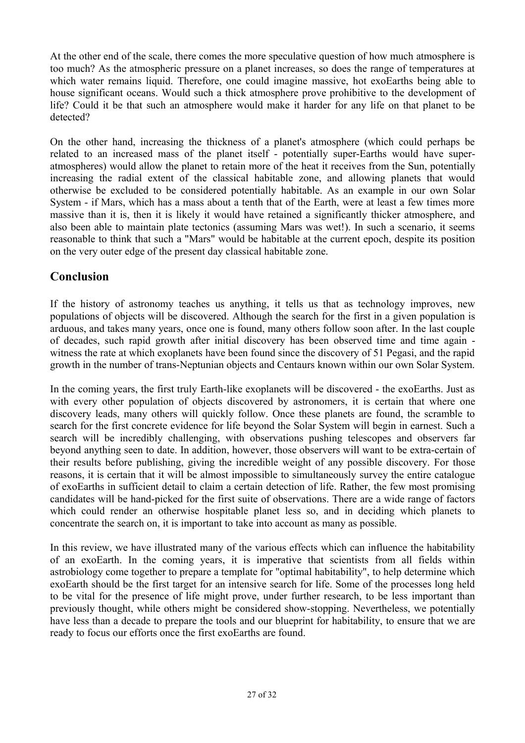At the other end of the scale, there comes the more speculative question of how much atmosphere is too much? As the atmospheric pressure on a planet increases, so does the range of temperatures at which water remains liquid. Therefore, one could imagine massive, hot exoEarths being able to house significant oceans. Would such a thick atmosphere prove prohibitive to the development of life? Could it be that such an atmosphere would make it harder for any life on that planet to be detected?

On the other hand, increasing the thickness of a planet's atmosphere (which could perhaps be related to an increased mass of the planet itself - potentially super-Earths would have super-atmospheres) would allow the planet to retain more of the heat it receives from the Sun, potentially increasing the radial extent of the classical habitable zone, and allowing planets that would otherwise be excluded to be considered potentially habitable. As an example in our own Solar System - if Mars, which has a mass about a tenth that of the Earth, were at least a few times more massive than it is, then it is likely it would have retained a significantly thicker atmosphere, and also been able to maintain plate tectonics (assuming Mars was wet!). In such a scenario, it seems reasonable to think that such a "Mars" would be habitable at the current epoch, despite its position on the very outer edge of the present day classical habitable zone.

## Conclusion

If the history of astronomy teaches us anything, it tells us that as technology improves, new populations of objects will be discovered. Although the search for the first in a given population is arduous, and takes many years, once one is found, many others follow soon after. In the last couple of decades, such rapid growth after initial discovery has been observed time and time again - witness the rate at which exoplanets have been found since the discovery of 51 Pegasi, and the rapid growth in the number of trans-Neptunian objects and Centaurs known within our own Solar System.

In the coming years, the first truly Earth-like exoplanets will be discovered - the exoEarths. Just as with every other population of objects discovered by astronomers, it is certain that where one discovery leads, many others will quickly follow. Once these planets are found, the scramble to search for the first concrete evidence for life beyond the Solar System will begin in earnest. Such a search will be incredibly challenging, with observations pushing telescopes and observers far beyond anything seen to date. In addition, however, those observers will want to be extra-certain of their results before publishing, giving the incredible weight of any possible discovery. For those reasons, it is certain that it will be almost impossible to simultaneously survey the entire catalogue of exoEarths in sufficient detail to claim a certain detection of life. Rather, the few most promising candidates will be hand-picked for the first suite of observations. There are a wide range of factors which could render an otherwise hospitable planet less so, and in deciding which planets to concentrate the search on, it is important to take into account as many as possible.

In this review, we have illustrated many of the various effects which can influence the habitability of an exoEarth. In the coming years, it is imperative that scientists from all fields within astrobiology come together to prepare a template for "optimal habitability", to help determine which exoEarth should be the first target for an intensive search for life. Some of the processes long held to be vital for the presence of life might prove, under further research, to be less important than previously thought, while others might be considered show-stopping. Nevertheless, we potentially have less than a decade to prepare the tools and our blueprint for habitability, to ensure that we are ready to focus our efforts once the first exoEarths are found.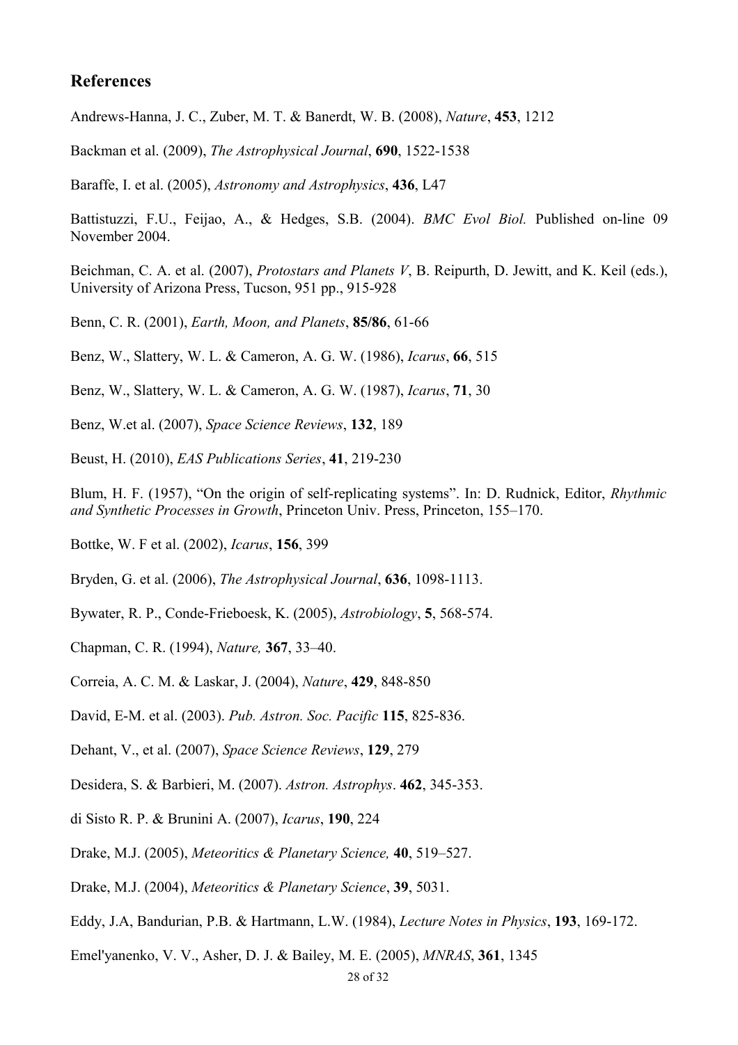## References

Andrews-Hanna, J. C., Zuber, M. T. & Banerdt, W. B. (2008), *Nature*, **453**, 1212

Backman et al. (2009), *The Astrophysical Journal*, **690**, 1522-1538

Baraffe, I. et al. (2005), *Astronomy and Astrophysics*, **436**, L47

Battistuzzi, F.U., Feijao, A., & Hedges, S.B. (2004). *BMC Evol Biol.* Published on-line 09 November 2004.

Beichman, C. A. et al. (2007), *Protostars and Planets V*, B. Reipurth, D. Jewitt, and K. Keil (eds.), University of Arizona Press, Tucson, 951 pp., 915-928

Benn, C. R. (2001), *Earth, Moon, and Planets*, **85/86**, 61-66

Benz, W., Slattery, W. L. & Cameron, A. G. W. (1986), *Icarus*, **66**, 515

Benz, W., Slattery, W. L. & Cameron, A. G. W. (1987), *Icarus*, **71**, 30

Benz, W.et al. (2007), *Space Science Reviews*, **132**, 189

Beust, H. (2010), *EAS Publications Series*, **41**, 219-230

Blum, H. F. (1957), "On the origin of self-replicating systems". In: D. Rudnick, Editor, *Rhythmic and Synthetic Processes in Growth*, Princeton Univ. Press, Princeton, 155–170.

Bottke, W. F et al. (2002), *Icarus*, **156**, 399

Bryden, G. et al. (2006), *The Astrophysical Journal*, **636**, 1098-1113.

Bywater, R. P., Conde-Frieboesk, K. (2005), *Astrobiology*, **5**, 568-574.

Chapman, C. R. (1994), *Nature,* **367**, 33–40.

Correia, A. C. M. & Laskar, J. (2004), *Nature*, **429**, 848-850

David, E-M. et al. (2003). *Pub. Astron. Soc. Pacific* **115**, 825-836.

Dehant, V., et al. (2007), *Space Science Reviews*, **129**, 279

Desidera, S. & Barbieri, M. (2007). *Astron. Astrophys*. **462**, 345-353.

di Sisto R. P. & Brunini A. (2007), *Icarus*, **190**, 224

Drake, M.J. (2005), *Meteoritics & Planetary Science,* **40**, 519–527.

Drake, M.J. (2004), *Meteoritics & Planetary Science*, **39**, 5031.

Eddy, J.A, Bandurian, P.B. & Hartmann, L.W. (1984), *Lecture Notes in Physics*, **193**, 169-172.

Emel'yanenko, V. V., Asher, D. J. & Bailey, M. E. (2005), *MNRAS*, **361**, 1345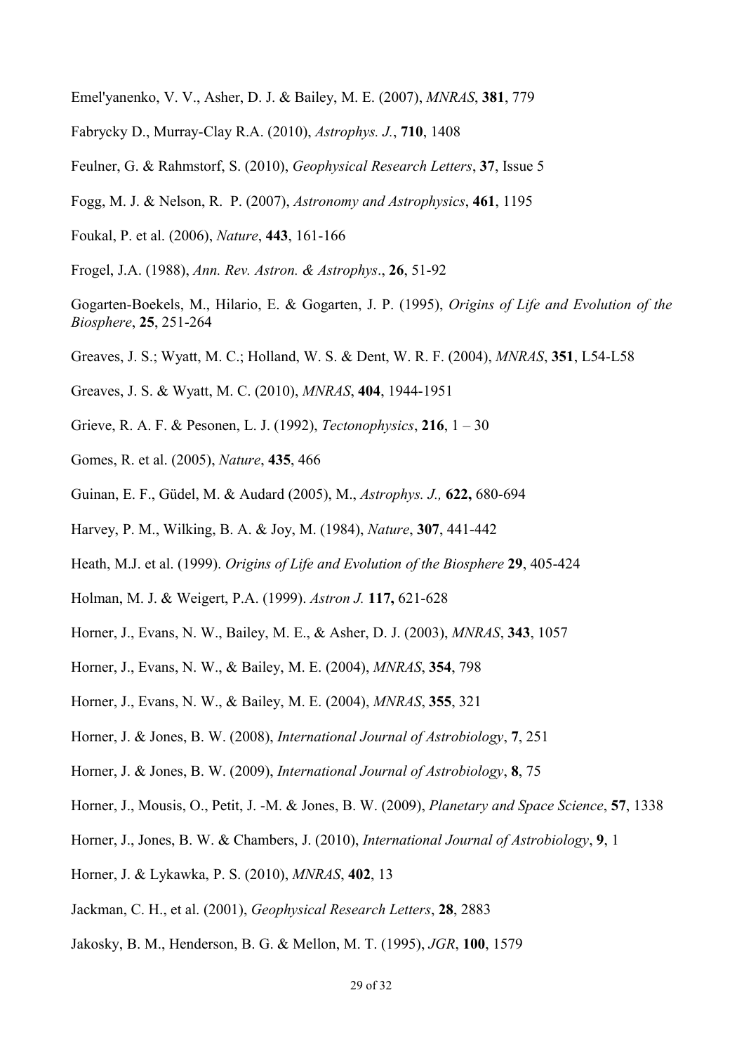Emel'yanenko, V. V., Asher, D. J. & Bailey, M. E. (2007), *MNRAS*, **381**, 779

Fabrycky D., Murray-Clay R.A. (2010), *Astrophys. J.*, **710**, 1408

Feulner, G. & Rahmstorf, S. (2010), *Geophysical Research Letters*, **37**, Issue 5

Fogg, M. J. & Nelson, R. P. (2007), *Astronomy and Astrophysics*, **461**, 1195

Foukal, P. et al. (2006), *Nature*, **443**, 161-166

Frogel, J.A. (1988), *Ann. Rev. Astron. & Astrophys*., **26**, 51-92

Gogarten-Boekels, M., Hilario, E. & Gogarten, J. P. (1995), *Origins of Life and Evolution of the Biosphere*, **25**, 251-264

Greaves, J. S.; Wyatt, M. C.; Holland, W. S. & Dent, W. R. F. (2004), *MNRAS*, **351**, L54-L58

Greaves, J. S. & Wyatt, M. C. (2010), *MNRAS*, **404**, 1944-1951

Grieve, R. A. F. & Pesonen, L. J. (1992), *Tectonophysics*, **216**, 1 – 30

Gomes, R. et al. (2005), *Nature*, **435**, 466

Guinan, E. F., Güdel, M. & Audard (2005), M., *Astrophys. J.,* **622,** 680-694

Harvey, P. M., Wilking, B. A. & Joy, M. (1984), *Nature*, **307**, 441-442

Heath, M.J. et al. (1999). *Origins of Life and Evolution of the Biosphere* **29**, 405-424

Holman, M. J. & Weigert, P.A. (1999). *Astron J.* **117,** 621-628

Horner, J., Evans, N. W., Bailey, M. E., & Asher, D. J. (2003), *MNRAS*, **343**, 1057

Horner, J., Evans, N. W., & Bailey, M. E. (2004), *MNRAS*, **354**, 798

Horner, J., Evans, N. W., & Bailey, M. E. (2004), *MNRAS*, **355**, 321

Horner, J. & Jones, B. W. (2008), *International Journal of Astrobiology*, **7**, 251

Horner, J. & Jones, B. W. (2009), *International Journal of Astrobiology*, **8**, 75

Horner, J., Mousis, O., Petit, J. -M. & Jones, B. W. (2009), *Planetary and Space Science*, **57**, 1338

Horner, J., Jones, B. W. & Chambers, J. (2010), *International Journal of Astrobiology*, **9**, 1

Horner, J. & Lykawka, P. S. (2010), *MNRAS*, **402**, 13

Jackman, C. H., et al. (2001), *Geophysical Research Letters*, **28**, 2883

Jakosky, B. M., Henderson, B. G. & Mellon, M. T. (1995), *JGR*, **100**, 1579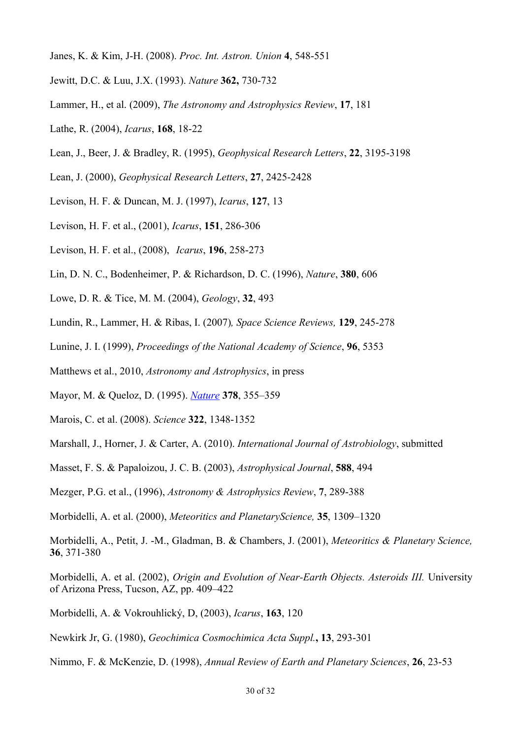Janes, K. & Kim, J-H. (2008). *Proc. Int. Astron. Union* **4**, 548-551

Jewitt, D.C. & Luu, J.X. (1993). *Nature* **362,** 730-732

Lammer, H., et al. (2009), *The Astronomy and Astrophysics Review*, **17**, 181

Lathe, R. (2004), *Icarus*, **168**, 18-22

Lean, J., Beer, J. & Bradley, R. (1995), *Geophysical Research Letters*, **22**, 3195-3198

Lean, J. (2000), *Geophysical Research Letters*, **27**, 2425-2428

Levison, H. F. & Duncan, M. J. (1997), *Icarus*, **127**, 13

Levison, H. F. et al., (2001), *Icarus*, **151**, 286-306

Levison, H. F. et al., (2008), *Icarus*, **196**, 258-273

Lin, D. N. C., Bodenheimer, P. & Richardson, D. C. (1996), *Nature*, **380**, 606

Lowe, D. R. & Tice, M. M. (2004), *Geology*, **32**, 493

Lundin, R., Lammer, H. & Ribas, I. (2007)*, Space Science Reviews,* **129**, 245-278

Lunine, J. I. (1999), *Proceedings of the National Academy of Science*, **96**, 5353

Matthews et al., 2010, *Astronomy and Astrophysics*, in press

Mayor, M. & Queloz, D. (1995). *Nature* **378**, 355–359

Marois, C. et al. (2008). *Science* **322**, 1348-1352

Marshall, J., Horner, J. & Carter, A. (2010). *International Journal of Astrobiology*, submitted

Masset, F. S. & Papaloizou, J. C. B. (2003), *Astrophysical Journal*, **588**, 494

Mezger, P.G. et al., (1996), *Astronomy & Astrophysics Review*, **7**, 289-388

Morbidelli, A. et al. (2000), *Meteoritics and PlanetaryScience,* **35**, 1309–1320

Morbidelli, A., Petit, J. -M., Gladman, B. & Chambers, J. (2001), *Meteoritics & Planetary Science,* **36**, 371-380

Morbidelli, A. et al. (2002), *Origin and Evolution of Near-Earth Objects. Asteroids III.* University of Arizona Press, Tucson, AZ, pp. 409–422

Morbidelli, A. & Vokrouhlický, D, (2003), *Icarus*, **163**, 120

Newkirk Jr, G. (1980), *Geochimica Cosmochimica Acta Suppl.***,** **13**, 293-301

Nimmo, F. & McKenzie, D. (1998), *Annual Review of Earth and Planetary Sciences*, **26**, 23-53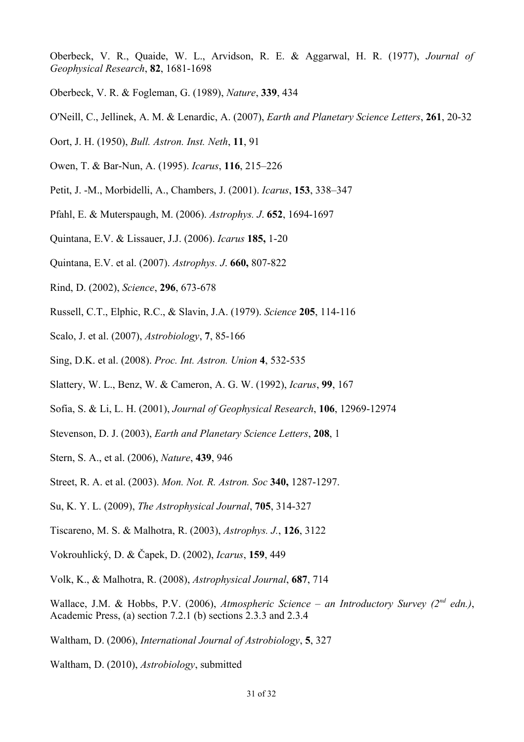Oberbeck, V. R., Quaide, W. L., Arvidson, R. E. & Aggarwal, H. R. (1977), *Journal of Geophysical Research*, **82**, 1681-1698

Oberbeck, V. R. & Fogleman, G. (1989), *Nature*, **339**, 434

O'Neill, C., Jellinek, A. M. & Lenardic, A. (2007), *Earth and Planetary Science Letters*, **261**, 20-32

Oort, J. H. (1950), *Bull. Astron. Inst. Neth*, **11**, 91

Owen, T. & Bar-Nun, A. (1995). *Icarus*, **116**, 215–226

Petit, J. -M., Morbidelli, A., Chambers, J. (2001). *Icarus*, **153**, 338–347

Pfahl, E. & Muterspaugh, M. (2006). *Astrophys. J*. **652**, 1694-1697

Quintana, E.V. & Lissauer, J.J. (2006). *Icarus* **185,** 1-20

Quintana, E.V. et al. (2007). *Astrophys. J*. **660,** 807-822

Rind, D. (2002), *Science*, **296**, 673-678

Russell, C.T., Elphic, R.C., & Slavin, J.A. (1979). *Science* **205**, 114-116

Scalo, J. et al. (2007), *Astrobiology*, **7**, 85-166

Sing, D.K. et al. (2008). *Proc. Int. Astron. Union* **4**, 532-535

Slattery, W. L., Benz, W. & Cameron, A. G. W. (1992), *Icarus*, **99**, 167

Sofia, S. & Li, L. H. (2001), *Journal of Geophysical Research*, **106**, 12969-12974

Stevenson, D. J. (2003), *Earth and Planetary Science Letters*, **208**, 1

Stern, S. A., et al. (2006), *Nature*, **439**, 946

Street, R. A. et al. (2003). *Mon. Not. R. Astron. Soc* **340,** 1287-1297.

Su, K. Y. L. (2009), *The Astrophysical Journal*, **705**, 314-327

Tiscareno, M. S. & Malhotra, R. (2003), *Astrophys. J.*, **126**, 3122

Vokrouhlický, D. & Čapek, D. (2002), *Icarus*, **159**, 449

Volk, K., & Malhotra, R. (2008), *Astrophysical Journal*, **687**, 714

Wallace, J.M. & Hobbs, P.V. (2006), *Atmospheric Science – an Introductory Survey (2nd edn.)*, Academic Press, (a) section 7.2.1 (b) sections 2.3.3 and 2.3.4

Waltham, D. (2006), *International Journal of Astrobiology*, **5**, 327

Waltham, D. (2010), *Astrobiology*, submitted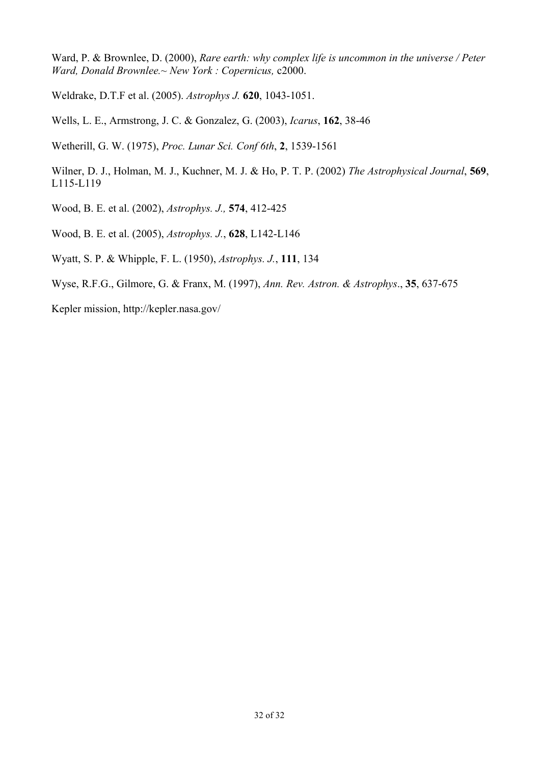Ward, P. & Brownlee, D. (2000), *Rare earth: why complex life is uncommon in the universe / Peter Ward, Donald Brownlee.~ New York : Copernicus,* c2000.

Weldrake, D.T.F et al. (2005). *Astrophys J.* **620**, 1043-1051.

Wells, L. E., Armstrong, J. C. & Gonzalez, G. (2003), *Icarus*, **162**, 38-46

Wetherill, G. W. (1975), *Proc. Lunar Sci. Conf 6th*, **2**, 1539-1561

Wilner, D. J., Holman, M. J., Kuchner, M. J. & Ho, P. T. P. (2002) *The Astrophysical Journal*, **569**, L115-L119

Wood, B. E. et al. (2002), *Astrophys. J.,* **574**, 412-425

Wood, B. E. et al. (2005), *Astrophys. J.*, **628**, L142-L146

Wyatt, S. P. & Whipple, F. L. (1950), *Astrophys. J.*, **111**, 134

Wyse, R.F.G., Gilmore, G. & Franx, M. (1997), *Ann. Rev. Astron. & Astrophys*., **35**, 637-675

Kepler mission, http://kepler.nasa.gov/